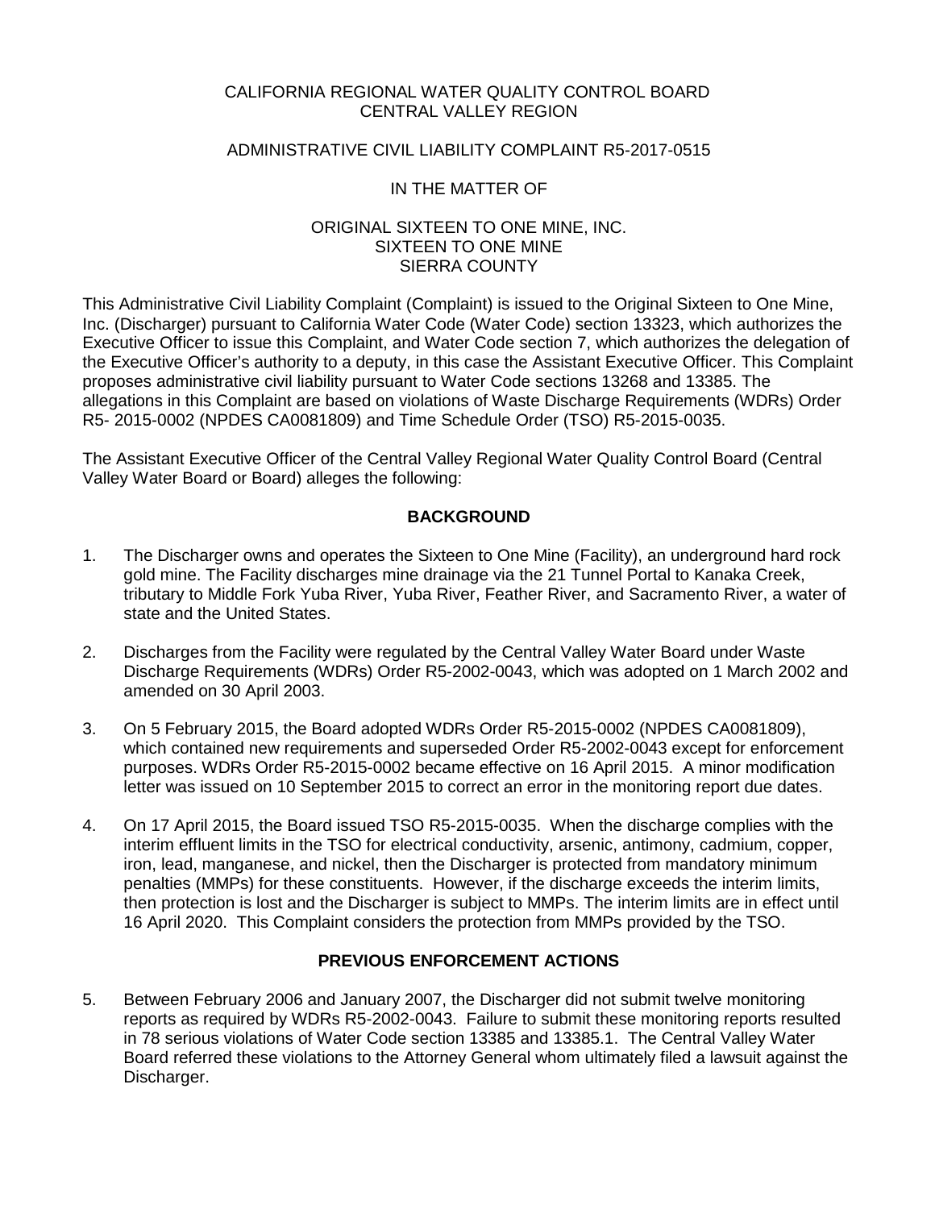CALIFORNIA REGIONAL WATER QUALITY CONTROL BOARD
CENTRAL VALLEY REGION

ADMINISTRATIVE CIVIL LIABILITY COMPLAINT R5-2017-0515

IN THE MATTER OF

ORIGINAL SIXTEEN TO ONE MINE, INC.
SIXTEEN TO ONE MINE
SIERRA COUNTY

This Administrative Civil Liability Complaint (Complaint) is issued to the Original Sixteen to One Mine, Inc. (Discharger) pursuant to California Water Code (Water Code) section 13323, which authorizes the Executive Officer to issue this Complaint, and Water Code section 7, which authorizes the delegation of the Executive Officer's authority to a deputy, in this case the Assistant Executive Officer. This Complaint proposes administrative civil liability pursuant to Water Code sections 13268 and 13385. The allegations in this Complaint are based on violations of Waste Discharge Requirements (WDRs) Order R5- 2015-0002 (NPDES CA0081809) and Time Schedule Order (TSO) R5-2015-0035.

The Assistant Executive Officer of the Central Valley Regional Water Quality Control Board (Central Valley Water Board or Board) alleges the following:

## BACKGROUND

1. The Discharger owns and operates the Sixteen to One Mine (Facility), an underground hard rock gold mine. The Facility discharges mine drainage via the 21 Tunnel Portal to Kanaka Creek, tributary to Middle Fork Yuba River, Yuba River, Feather River, and Sacramento River, a water of state and the United States.

2. Discharges from the Facility were regulated by the Central Valley Water Board under Waste Discharge Requirements (WDRs) Order R5-2002-0043, which was adopted on 1 March 2002 and amended on 30 April 2003.

3. On 5 February 2015, the Board adopted WDRs Order R5-2015-0002 (NPDES CA0081809), which contained new requirements and superseded Order R5-2002-0043 except for enforcement purposes. WDRs Order R5-2015-0002 became effective on 16 April 2015. A minor modification letter was issued on 10 September 2015 to correct an error in the monitoring report due dates.

4. On 17 April 2015, the Board issued TSO R5-2015-0035. When the discharge complies with the interim effluent limits in the TSO for electrical conductivity, arsenic, antimony, cadmium, copper, iron, lead, manganese, and nickel, then the Discharger is protected from mandatory minimum penalties (MMPs) for these constituents. However, if the discharge exceeds the interim limits, then protection is lost and the Discharger is subject to MMPs. The interim limits are in effect until 16 April 2020. This Complaint considers the protection from MMPs provided by the TSO.

## PREVIOUS ENFORCEMENT ACTIONS

5. Between February 2006 and January 2007, the Discharger did not submit twelve monitoring reports as required by WDRs R5-2002-0043. Failure to submit these monitoring reports resulted in 78 serious violations of Water Code section 13385 and 13385.1. The Central Valley Water Board referred these violations to the Attorney General whom ultimately filed a lawsuit against the Discharger.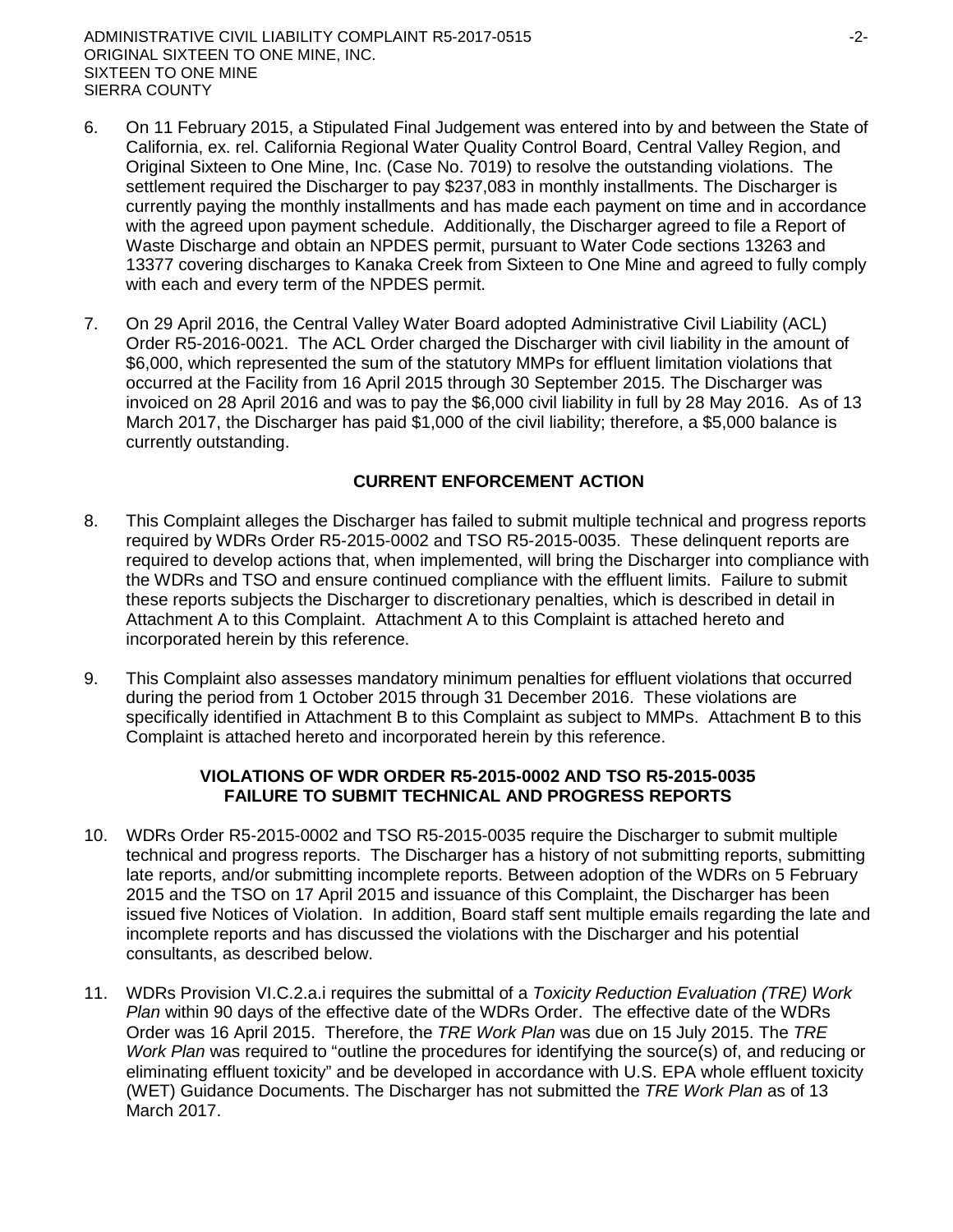6. On 11 February 2015, a Stipulated Final Judgement was entered into by and between the State of California, ex. rel. California Regional Water Quality Control Board, Central Valley Region, and Original Sixteen to One Mine, Inc. (Case No. 7019) to resolve the outstanding violations. The settlement required the Discharger to pay $237,083 in monthly installments. The Discharger is currently paying the monthly installments and has made each payment on time and in accordance with the agreed upon payment schedule. Additionally, the Discharger agreed to file a Report of Waste Discharge and obtain an NPDES permit, pursuant to Water Code sections 13263 and 13377 covering discharges to Kanaka Creek from Sixteen to One Mine and agreed to fully comply with each and every term of the NPDES permit.

7. On 29 April 2016, the Central Valley Water Board adopted Administrative Civil Liability (ACL) Order R5-2016-0021. The ACL Order charged the Discharger with civil liability in the amount of $6,000, which represented the sum of the statutory MMPs for effluent limitation violations that occurred at the Facility from 16 April 2015 through 30 September 2015. The Discharger was invoiced on 28 April 2016 and was to pay the $6,000 civil liability in full by 28 May 2016. As of 13 March 2017, the Discharger has paid $1,000 of the civil liability; therefore, a $5,000 balance is currently outstanding.

## CURRENT ENFORCEMENT ACTION

8. This Complaint alleges the Discharger has failed to submit multiple technical and progress reports required by WDRs Order R5-2015-0002 and TSO R5-2015-0035. These delinquent reports are required to develop actions that, when implemented, will bring the Discharger into compliance with the WDRs and TSO and ensure continued compliance with the effluent limits. Failure to submit these reports subjects the Discharger to discretionary penalties, which is described in detail in Attachment A to this Complaint. Attachment A to this Complaint is attached hereto and incorporated herein by this reference.

9. This Complaint also assesses mandatory minimum penalties for effluent violations that occurred during the period from 1 October 2015 through 31 December 2016. These violations are specifically identified in Attachment B to this Complaint as subject to MMPs. Attachment B to this Complaint is attached hereto and incorporated herein by this reference.

## VIOLATIONS OF WDR ORDER R5-2015-0002 AND TSO R5-2015-0035 FAILURE TO SUBMIT TECHNICAL AND PROGRESS REPORTS

10. WDRs Order R5-2015-0002 and TSO R5-2015-0035 require the Discharger to submit multiple technical and progress reports. The Discharger has a history of not submitting reports, submitting late reports, and/or submitting incomplete reports. Between adoption of the WDRs on 5 February 2015 and the TSO on 17 April 2015 and issuance of this Complaint, the Discharger has been issued five Notices of Violation. In addition, Board staff sent multiple emails regarding the late and incomplete reports and has discussed the violations with the Discharger and his potential consultants, as described below.

11. WDRs Provision VI.C.2.a.i requires the submittal of a *Toxicity Reduction Evaluation (TRE) Work Plan* within 90 days of the effective date of the WDRs Order. The effective date of the WDRs Order was 16 April 2015. Therefore, the *TRE Work Plan* was due on 15 July 2015. The *TRE Work Plan* was required to "outline the procedures for identifying the source(s) of, and reducing or eliminating effluent toxicity" and be developed in accordance with U.S. EPA whole effluent toxicity (WET) Guidance Documents. The Discharger has not submitted the *TRE Work Plan* as of 13 March 2017.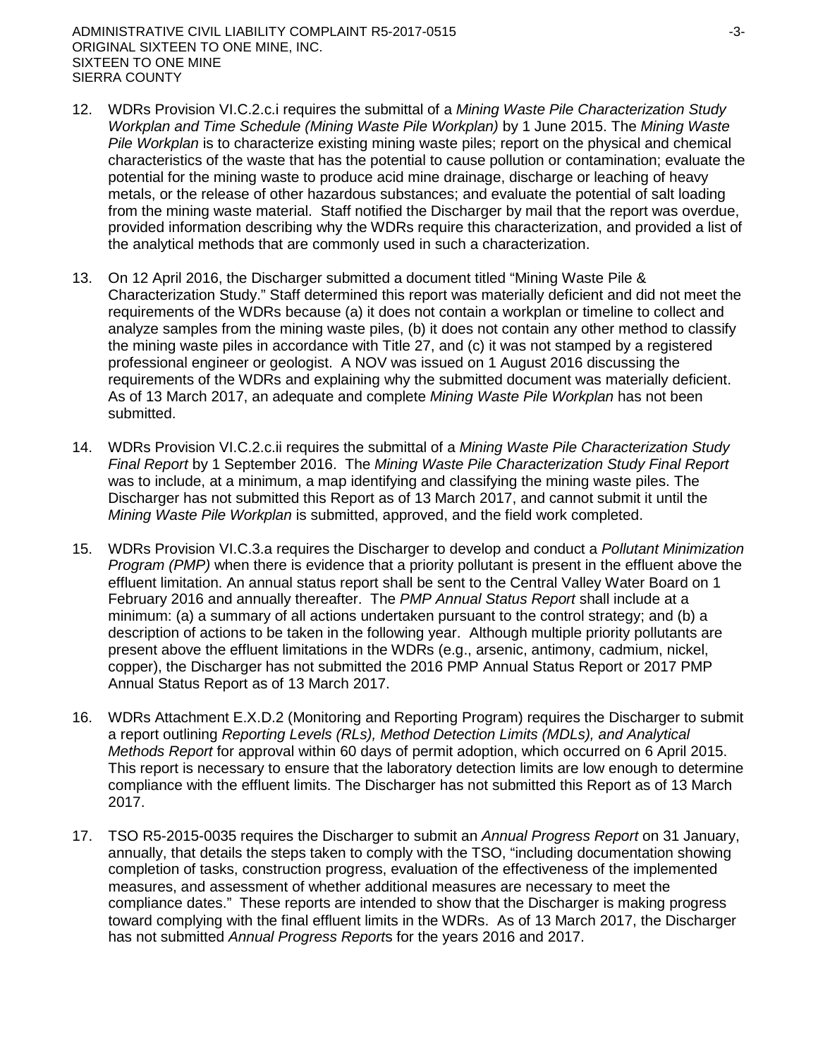12. WDRs Provision VI.C.2.c.i requires the submittal of a *Mining Waste Pile Characterization Study Workplan and Time Schedule (Mining Waste Pile Workplan)* by 1 June 2015. The *Mining Waste Pile Workplan* is to characterize existing mining waste piles; report on the physical and chemical characteristics of the waste that has the potential to cause pollution or contamination; evaluate the potential for the mining waste to produce acid mine drainage, discharge or leaching of heavy metals, or the release of other hazardous substances; and evaluate the potential of salt loading from the mining waste material. Staff notified the Discharger by mail that the report was overdue, provided information describing why the WDRs require this characterization, and provided a list of the analytical methods that are commonly used in such a characterization.

13. On 12 April 2016, the Discharger submitted a document titled "Mining Waste Pile & Characterization Study." Staff determined this report was materially deficient and did not meet the requirements of the WDRs because (a) it does not contain a workplan or timeline to collect and analyze samples from the mining waste piles, (b) it does not contain any other method to classify the mining waste piles in accordance with Title 27, and (c) it was not stamped by a registered professional engineer or geologist. A NOV was issued on 1 August 2016 discussing the requirements of the WDRs and explaining why the submitted document was materially deficient. As of 13 March 2017, an adequate and complete *Mining Waste Pile Workplan* has not been submitted.

14. WDRs Provision VI.C.2.c.ii requires the submittal of a *Mining Waste Pile Characterization Study Final Report* by 1 September 2016. The *Mining Waste Pile Characterization Study Final Report* was to include, at a minimum, a map identifying and classifying the mining waste piles. The Discharger has not submitted this Report as of 13 March 2017, and cannot submit it until the *Mining Waste Pile Workplan* is submitted, approved, and the field work completed.

15. WDRs Provision VI.C.3.a requires the Discharger to develop and conduct a *Pollutant Minimization Program (PMP)* when there is evidence that a priority pollutant is present in the effluent above the effluent limitation. An annual status report shall be sent to the Central Valley Water Board on 1 February 2016 and annually thereafter. The *PMP Annual Status Report* shall include at a minimum: (a) a summary of all actions undertaken pursuant to the control strategy; and (b) a description of actions to be taken in the following year. Although multiple priority pollutants are present above the effluent limitations in the WDRs (e.g., arsenic, antimony, cadmium, nickel, copper), the Discharger has not submitted the 2016 PMP Annual Status Report or 2017 PMP Annual Status Report as of 13 March 2017.

16. WDRs Attachment E.X.D.2 (Monitoring and Reporting Program) requires the Discharger to submit a report outlining *Reporting Levels (RLs), Method Detection Limits (MDLs), and Analytical Methods Report* for approval within 60 days of permit adoption, which occurred on 6 April 2015. This report is necessary to ensure that the laboratory detection limits are low enough to determine compliance with the effluent limits. The Discharger has not submitted this Report as of 13 March 2017.

17. TSO R5-2015-0035 requires the Discharger to submit an *Annual Progress Report* on 31 January, annually, that details the steps taken to comply with the TSO, "including documentation showing completion of tasks, construction progress, evaluation of the effectiveness of the implemented measures, and assessment of whether additional measures are necessary to meet the compliance dates." These reports are intended to show that the Discharger is making progress toward complying with the final effluent limits in the WDRs. As of 13 March 2017, the Discharger has not submitted *Annual Progress Reports* for the years 2016 and 2017.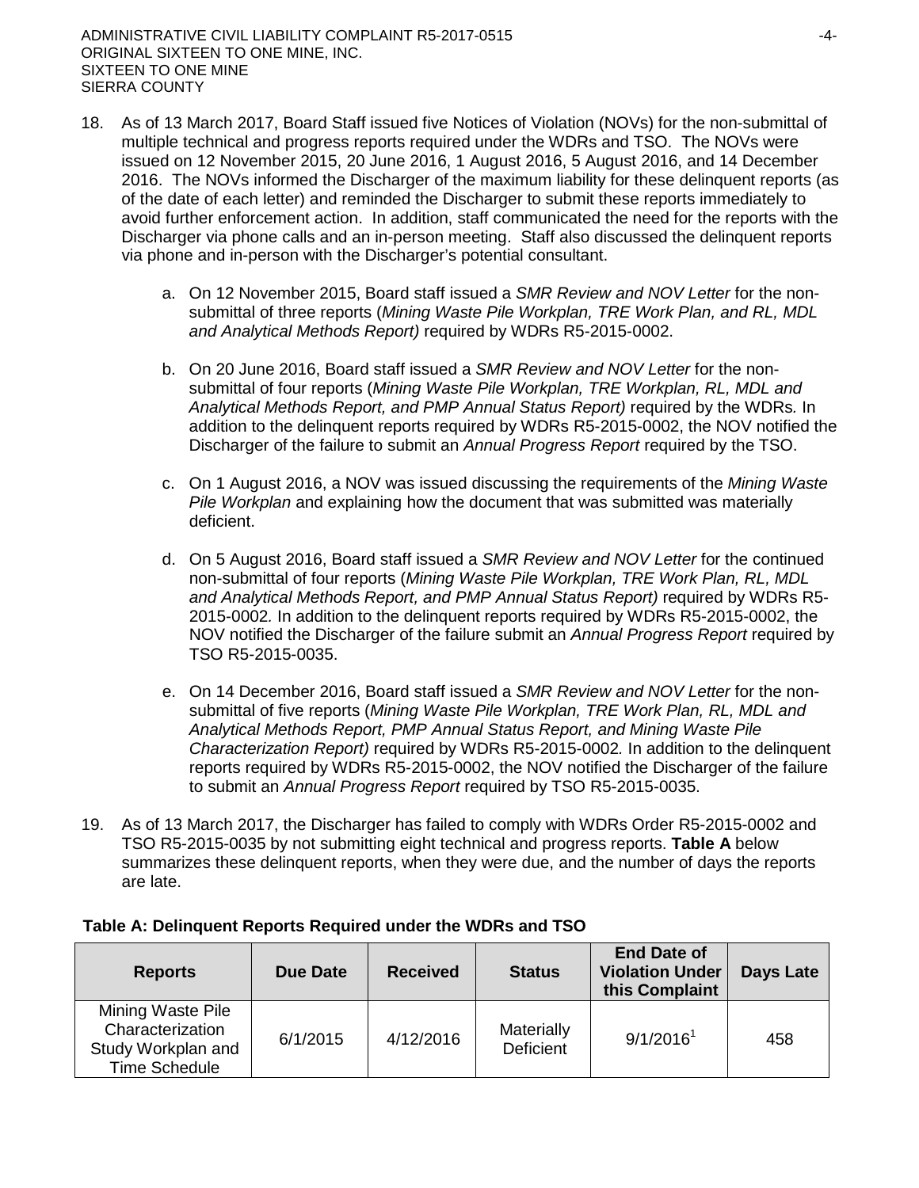18. As of 13 March 2017, Board Staff issued five Notices of Violation (NOVs) for the non-submittal of multiple technical and progress reports required under the WDRs and TSO. The NOVs were issued on 12 November 2015, 20 June 2016, 1 August 2016, 5 August 2016, and 14 December 2016. The NOVs informed the Discharger of the maximum liability for these delinquent reports (as of the date of each letter) and reminded the Discharger to submit these reports immediately to avoid further enforcement action. In addition, staff communicated the need for the reports with the Discharger via phone calls and an in-person meeting. Staff also discussed the delinquent reports via phone and in-person with the Discharger's potential consultant.

    a. On 12 November 2015, Board staff issued a *SMR Review and NOV Letter* for the non-submittal of three reports (*Mining Waste Pile Workplan, TRE Work Plan, and RL, MDL and Analytical Methods Report)* required by WDRs R5-2015-0002.

    b. On 20 June 2016, Board staff issued a *SMR Review and NOV Letter* for the non-submittal of four reports (*Mining Waste Pile Workplan, TRE Workplan, RL, MDL and Analytical Methods Report, and PMP Annual Status Report)* required by the WDRs. In addition to the delinquent reports required by WDRs R5-2015-0002, the NOV notified the Discharger of the failure to submit an *Annual Progress Report* required by the TSO.

    c. On 1 August 2016, a NOV was issued discussing the requirements of the *Mining Waste Pile Workplan* and explaining how the document that was submitted was materially deficient.

    d. On 5 August 2016, Board staff issued a *SMR Review and NOV Letter* for the continued non-submittal of four reports (*Mining Waste Pile Workplan, TRE Work Plan, RL, MDL and Analytical Methods Report, and PMP Annual Status Report)* required by WDRs R5-2015-0002. In addition to the delinquent reports required by WDRs R5-2015-0002, the NOV notified the Discharger of the failure submit an *Annual Progress Report* required by TSO R5-2015-0035.

    e. On 14 December 2016, Board staff issued a *SMR Review and NOV Letter* for the non-submittal of five reports (*Mining Waste Pile Workplan, TRE Work Plan, RL, MDL and Analytical Methods Report, PMP Annual Status Report, and Mining Waste Pile Characterization Report)* required by WDRs R5-2015-0002. In addition to the delinquent reports required by WDRs R5-2015-0002, the NOV notified the Discharger of the failure to submit an *Annual Progress Report* required by TSO R5-2015-0035.

19. As of 13 March 2017, the Discharger has failed to comply with WDRs Order R5-2015-0002 and TSO R5-2015-0035 by not submitting eight technical and progress reports. **Table A** below summarizes these delinquent reports, when they were due, and the number of days the reports are late.

**Table A: Delinquent Reports Required under the WDRs and TSO**

| Reports | Due Date | Received | Status | End Date of Violation Under this Complaint | Days Late |
|---|---|---|---|---|---|
| Mining Waste Pile Characterization Study Workplan and Time Schedule | 6/1/2015 | 4/12/2016 | Materially Deficient | 9/1/2016[1] | 458 |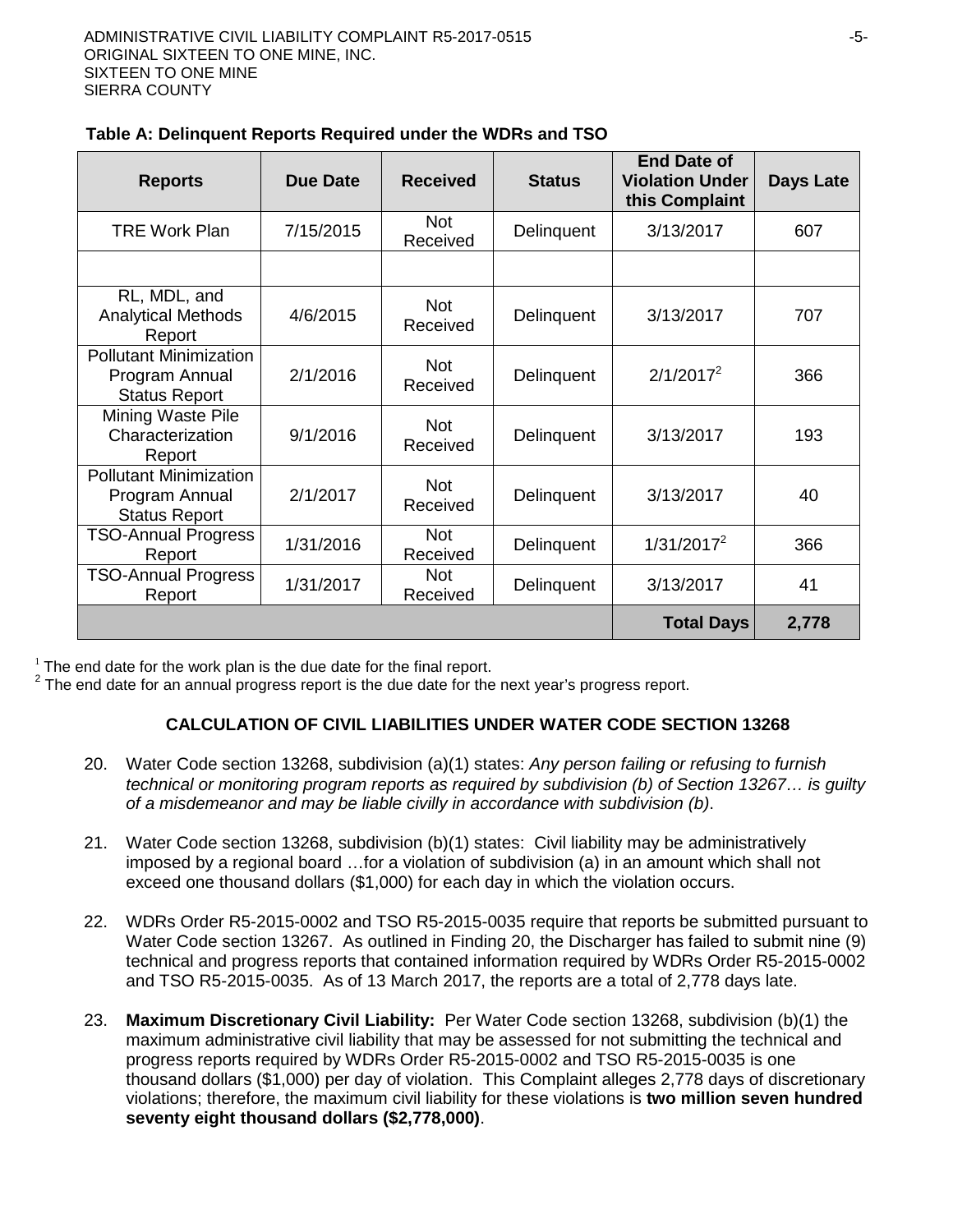**Table A: Delinquent Reports Required under the WDRs and TSO**

| Reports | Due Date | Received | Status | End Date of Violation Under this Complaint | Days Late |
|---|---|---|---|---|---|
| TRE Work Plan | 7/15/2015 | Not Received | Delinquent | 3/13/2017 | 607 |
| | | | | | |
| RL, MDL, and Analytical Methods Report | 4/6/2015 | Not Received | Delinquent | 3/13/2017 | 707 |
| Pollutant Minimization Program Annual Status Report | 2/1/2016 | Not Received | Delinquent | 2/1/2017[2] | 366 |
| Mining Waste Pile Characterization Report | 9/1/2016 | Not Received | Delinquent | 3/13/2017 | 193 |
| Pollutant Minimization Program Annual Status Report | 2/1/2017 | Not Received | Delinquent | 3/13/2017 | 40 |
| TSO-Annual Progress Report | 1/31/2016 | Not Received | Delinquent | 1/31/2017[2] | 366 |
| TSO-Annual Progress Report | 1/31/2017 | Not Received | Delinquent | 3/13/2017 | 41 |
| | | | | **Total Days** | **2,778** |

[1] The end date for the work plan is the due date for the final report.
[2] The end date for an annual progress report is the due date for the next year's progress report.

## CALCULATION OF CIVIL LIABILITIES UNDER WATER CODE SECTION 13268

20. Water Code section 13268, subdivision (a)(1) states: *Any person failing or refusing to furnish technical or monitoring program reports as required by subdivision (b) of Section 13267… is guilty of a misdemeanor and may be liable civilly in accordance with subdivision (b).*

21. Water Code section 13268, subdivision (b)(1) states: Civil liability may be administratively imposed by a regional board …for a violation of subdivision (a) in an amount which shall not exceed one thousand dollars ($1,000) for each day in which the violation occurs.

22. WDRs Order R5-2015-0002 and TSO R5-2015-0035 require that reports be submitted pursuant to Water Code section 13267. As outlined in Finding 20, the Discharger has failed to submit nine (9) technical and progress reports that contained information required by WDRs Order R5-2015-0002 and TSO R5-2015-0035. As of 13 March 2017, the reports are a total of 2,778 days late.

23. **Maximum Discretionary Civil Liability:** Per Water Code section 13268, subdivision (b)(1) the maximum administrative civil liability that may be assessed for not submitting the technical and progress reports required by WDRs Order R5-2015-0002 and TSO R5-2015-0035 is one thousand dollars ($1,000) per day of violation. This Complaint alleges 2,778 days of discretionary violations; therefore, the maximum civil liability for these violations is **two million seven hundred seventy eight thousand dollars ($2,778,000)**.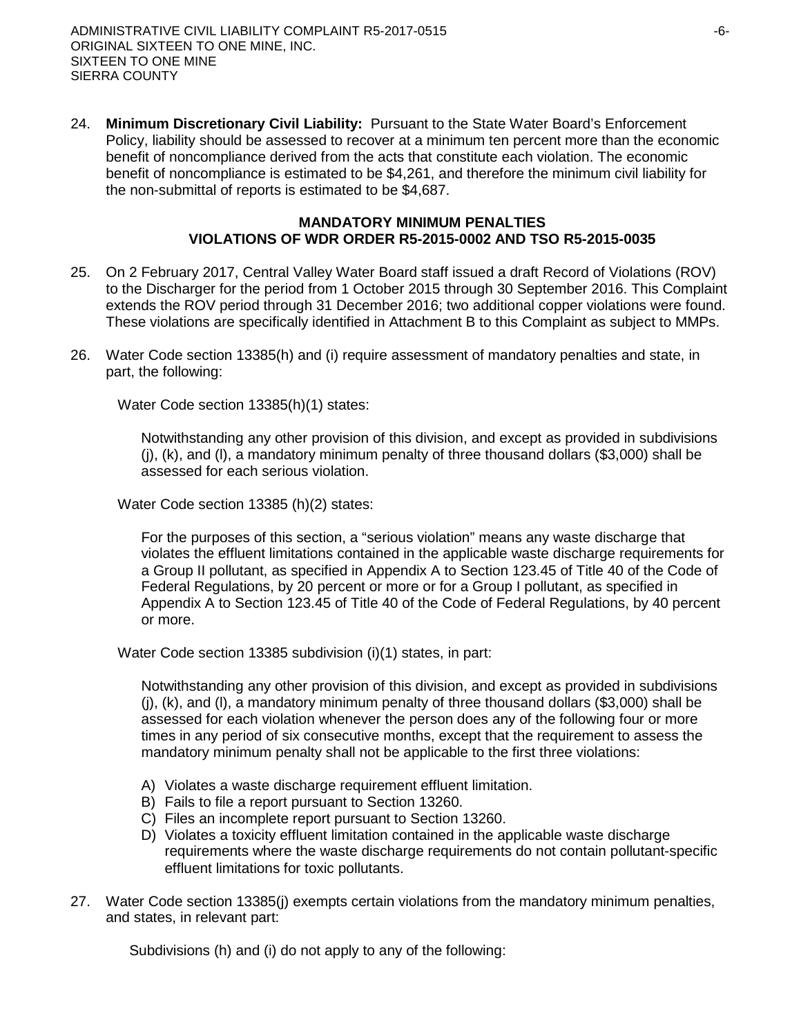24. **Minimum Discretionary Civil Liability:** Pursuant to the State Water Board's Enforcement Policy, liability should be assessed to recover at a minimum ten percent more than the economic benefit of noncompliance derived from the acts that constitute each violation. The economic benefit of noncompliance is estimated to be $4,261, and therefore the minimum civil liability for the non-submittal of reports is estimated to be $4,687.

## MANDATORY MINIMUM PENALTIES
## VIOLATIONS OF WDR ORDER R5-2015-0002 AND TSO R5-2015-0035

25. On 2 February 2017, Central Valley Water Board staff issued a draft Record of Violations (ROV) to the Discharger for the period from 1 October 2015 through 30 September 2016. This Complaint extends the ROV period through 31 December 2016; two additional copper violations were found. These violations are specifically identified in Attachment B to this Complaint as subject to MMPs.

26. Water Code section 13385(h) and (i) require assessment of mandatory penalties and state, in part, the following:

    Water Code section 13385(h)(1) states:

    > Notwithstanding any other provision of this division, and except as provided in subdivisions (j), (k), and (l), a mandatory minimum penalty of three thousand dollars ($3,000) shall be assessed for each serious violation.

    Water Code section 13385 (h)(2) states:

    > For the purposes of this section, a "serious violation" means any waste discharge that violates the effluent limitations contained in the applicable waste discharge requirements for a Group II pollutant, as specified in Appendix A to Section 123.45 of Title 40 of the Code of Federal Regulations, by 20 percent or more or for a Group I pollutant, as specified in Appendix A to Section 123.45 of Title 40 of the Code of Federal Regulations, by 40 percent or more.

    Water Code section 13385 subdivision (i)(1) states, in part:

    > Notwithstanding any other provision of this division, and except as provided in subdivisions (j), (k), and (l), a mandatory minimum penalty of three thousand dollars ($3,000) shall be assessed for each violation whenever the person does any of the following four or more times in any period of six consecutive months, except that the requirement to assess the mandatory minimum penalty shall not be applicable to the first three violations:
    >
    > A) Violates a waste discharge requirement effluent limitation.
    > B) Fails to file a report pursuant to Section 13260.
    > C) Files an incomplete report pursuant to Section 13260.
    > D) Violates a toxicity effluent limitation contained in the applicable waste discharge requirements where the waste discharge requirements do not contain pollutant-specific effluent limitations for toxic pollutants.

27. Water Code section 13385(j) exempts certain violations from the mandatory minimum penalties, and states, in relevant part:

    > Subdivisions (h) and (i) do not apply to any of the following: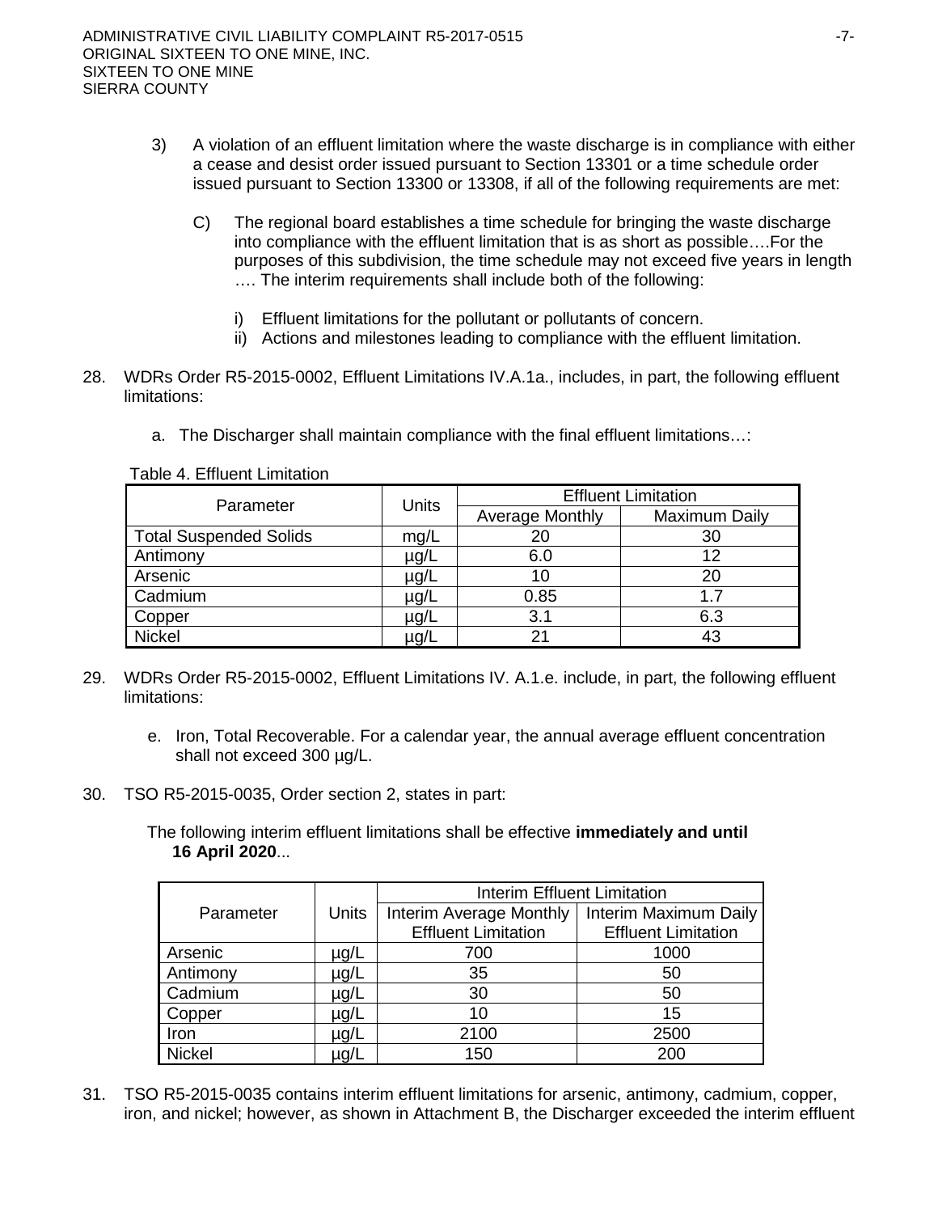3) A violation of an effluent limitation where the waste discharge is in compliance with either a cease and desist order issued pursuant to Section 13301 or a time schedule order issued pursuant to Section 13300 or 13308, if all of the following requirements are met:

    C) The regional board establishes a time schedule for bringing the waste discharge into compliance with the effluent limitation that is as short as possible….For the purposes of this subdivision, the time schedule may not exceed five years in length …. The interim requirements shall include both of the following:

        i) Effluent limitations for the pollutant or pollutants of concern.
        ii) Actions and milestones leading to compliance with the effluent limitation.

28. WDRs Order R5-2015-0002, Effluent Limitations IV.A.1a., includes, in part, the following effluent limitations:

    a. The Discharger shall maintain compliance with the final effluent limitations…:

Table 4. Effluent Limitation

| Parameter | Units | Effluent Limitation | |
|---|---|---|---|
| | | Average Monthly | Maximum Daily |
| Total Suspended Solids | mg/L | 20 | 30 |
| Antimony | µg/L | 6.0 | 12 |
| Arsenic | µg/L | 10 | 20 |
| Cadmium | µg/L | 0.85 | 1.7 |
| Copper | µg/L | 3.1 | 6.3 |
| Nickel | µg/L | 21 | 43 |

29. WDRs Order R5-2015-0002, Effluent Limitations IV. A.1.e. include, in part, the following effluent limitations:

    e. Iron, Total Recoverable. For a calendar year, the annual average effluent concentration shall not exceed 300 µg/L.

30. TSO R5-2015-0035, Order section 2, states in part:

    The following interim effluent limitations shall be effective **immediately and until 16 April 2020**...

| Parameter | Units | Interim Effluent Limitation | |
|---|---|---|---|
| | | Interim Average Monthly Effluent Limitation | Interim Maximum Daily Effluent Limitation |
| Arsenic | µg/L | 700 | 1000 |
| Antimony | µg/L | 35 | 50 |
| Cadmium | µg/L | 30 | 50 |
| Copper | µg/L | 10 | 15 |
| Iron | µg/L | 2100 | 2500 |
| Nickel | µg/L | 150 | 200 |

31. TSO R5-2015-0035 contains interim effluent limitations for arsenic, antimony, cadmium, copper, iron, and nickel; however, as shown in Attachment B, the Discharger exceeded the interim effluent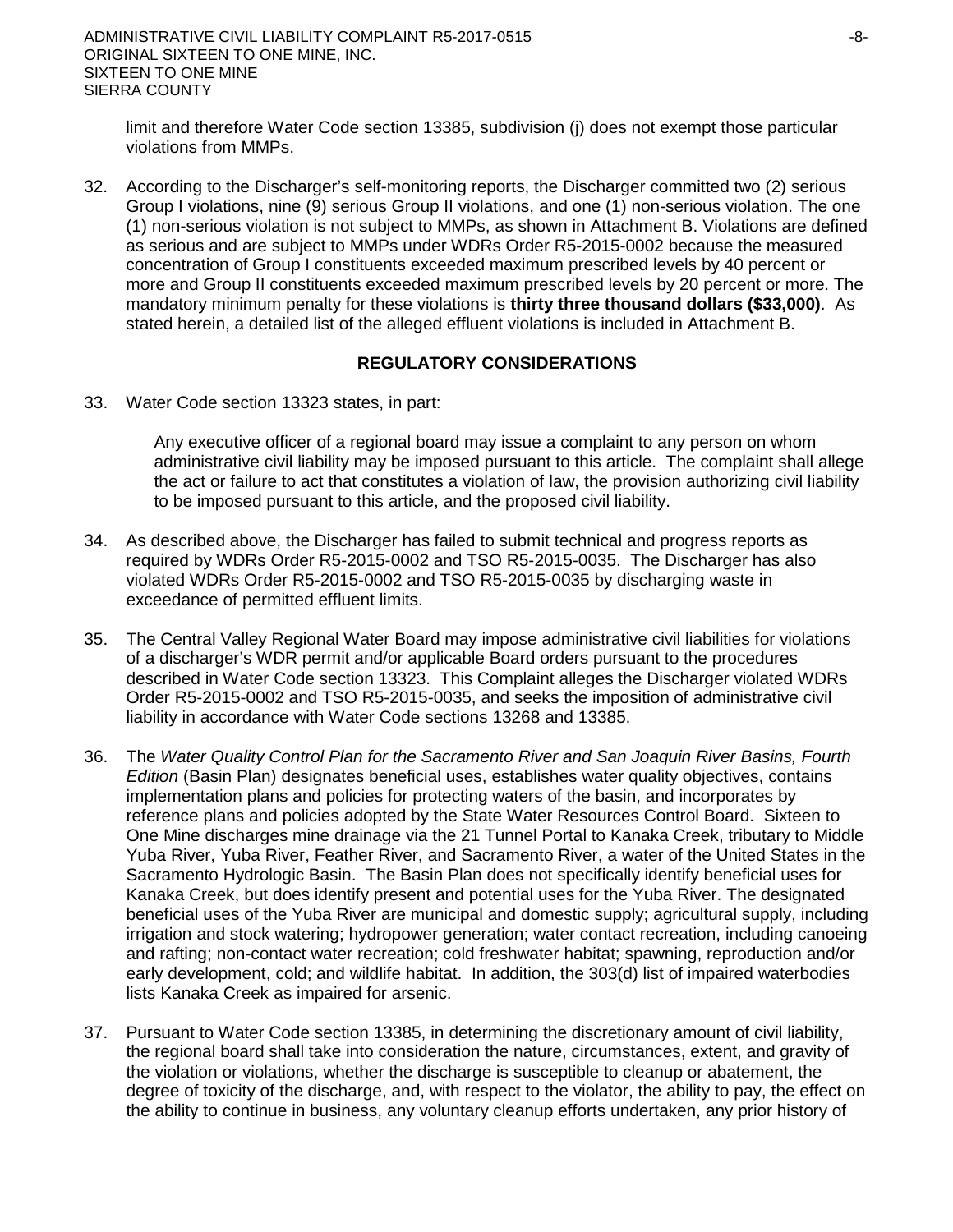limit and therefore Water Code section 13385, subdivision (j) does not exempt those particular violations from MMPs.

32. According to the Discharger's self-monitoring reports, the Discharger committed two (2) serious Group I violations, nine (9) serious Group II violations, and one (1) non-serious violation. The one (1) non-serious violation is not subject to MMPs, as shown in Attachment B. Violations are defined as serious and are subject to MMPs under WDRs Order R5-2015-0002 because the measured concentration of Group I constituents exceeded maximum prescribed levels by 40 percent or more and Group II constituents exceeded maximum prescribed levels by 20 percent or more. The mandatory minimum penalty for these violations is **thirty three thousand dollars ($33,000)**. As stated herein, a detailed list of the alleged effluent violations is included in Attachment B.

## REGULATORY CONSIDERATIONS

33. Water Code section 13323 states, in part:

    Any executive officer of a regional board may issue a complaint to any person on whom administrative civil liability may be imposed pursuant to this article. The complaint shall allege the act or failure to act that constitutes a violation of law, the provision authorizing civil liability to be imposed pursuant to this article, and the proposed civil liability.

34. As described above, the Discharger has failed to submit technical and progress reports as required by WDRs Order R5-2015-0002 and TSO R5-2015-0035. The Discharger has also violated WDRs Order R5-2015-0002 and TSO R5-2015-0035 by discharging waste in exceedance of permitted effluent limits.

35. The Central Valley Regional Water Board may impose administrative civil liabilities for violations of a discharger's WDR permit and/or applicable Board orders pursuant to the procedures described in Water Code section 13323. This Complaint alleges the Discharger violated WDRs Order R5-2015-0002 and TSO R5-2015-0035, and seeks the imposition of administrative civil liability in accordance with Water Code sections 13268 and 13385.

36. The *Water Quality Control Plan for the Sacramento River and San Joaquin River Basins, Fourth Edition* (Basin Plan) designates beneficial uses, establishes water quality objectives, contains implementation plans and policies for protecting waters of the basin, and incorporates by reference plans and policies adopted by the State Water Resources Control Board. Sixteen to One Mine discharges mine drainage via the 21 Tunnel Portal to Kanaka Creek, tributary to Middle Yuba River, Yuba River, Feather River, and Sacramento River, a water of the United States in the Sacramento Hydrologic Basin. The Basin Plan does not specifically identify beneficial uses for Kanaka Creek, but does identify present and potential uses for the Yuba River. The designated beneficial uses of the Yuba River are municipal and domestic supply; agricultural supply, including irrigation and stock watering; hydropower generation; water contact recreation, including canoeing and rafting; non-contact water recreation; cold freshwater habitat; spawning, reproduction and/or early development, cold; and wildlife habitat. In addition, the 303(d) list of impaired waterbodies lists Kanaka Creek as impaired for arsenic.

37. Pursuant to Water Code section 13385, in determining the discretionary amount of civil liability, the regional board shall take into consideration the nature, circumstances, extent, and gravity of the violation or violations, whether the discharge is susceptible to cleanup or abatement, the degree of toxicity of the discharge, and, with respect to the violator, the ability to pay, the effect on the ability to continue in business, any voluntary cleanup efforts undertaken, any prior history of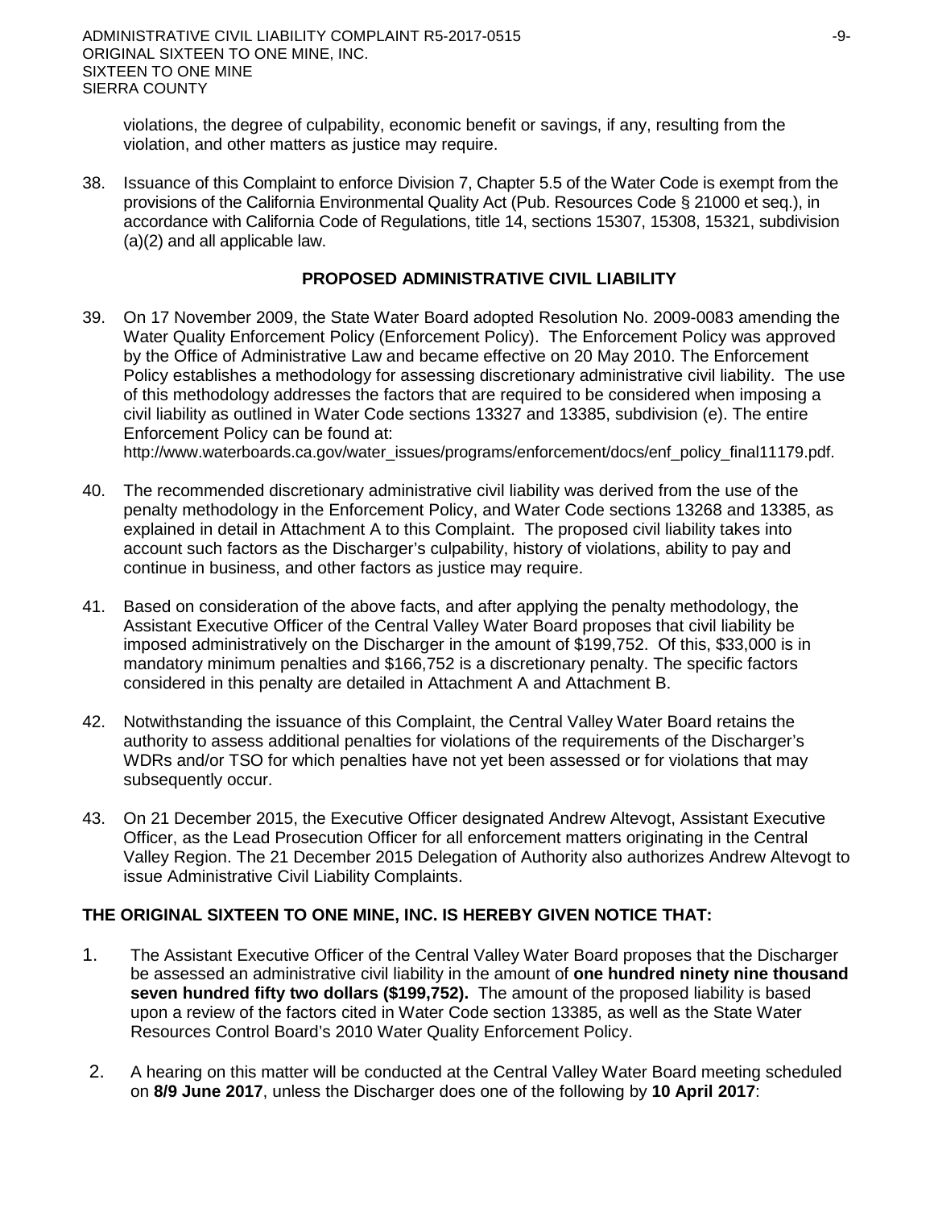violations, the degree of culpability, economic benefit or savings, if any, resulting from the violation, and other matters as justice may require.

38. Issuance of this Complaint to enforce Division 7, Chapter 5.5 of the Water Code is exempt from the provisions of the California Environmental Quality Act (Pub. Resources Code § 21000 et seq.), in accordance with California Code of Regulations, title 14, sections 15307, 15308, 15321, subdivision (a)(2) and all applicable law.

## PROPOSED ADMINISTRATIVE CIVIL LIABILITY

39. On 17 November 2009, the State Water Board adopted Resolution No. 2009-0083 amending the Water Quality Enforcement Policy (Enforcement Policy). The Enforcement Policy was approved by the Office of Administrative Law and became effective on 20 May 2010. The Enforcement Policy establishes a methodology for assessing discretionary administrative civil liability. The use of this methodology addresses the factors that are required to be considered when imposing a civil liability as outlined in Water Code sections 13327 and 13385, subdivision (e). The entire Enforcement Policy can be found at:
http://www.waterboards.ca.gov/water_issues/programs/enforcement/docs/enf_policy_final11179.pdf.

40. The recommended discretionary administrative civil liability was derived from the use of the penalty methodology in the Enforcement Policy, and Water Code sections 13268 and 13385, as explained in detail in Attachment A to this Complaint. The proposed civil liability takes into account such factors as the Discharger's culpability, history of violations, ability to pay and continue in business, and other factors as justice may require.

41. Based on consideration of the above facts, and after applying the penalty methodology, the Assistant Executive Officer of the Central Valley Water Board proposes that civil liability be imposed administratively on the Discharger in the amount of $199,752. Of this, $33,000 is in mandatory minimum penalties and $166,752 is a discretionary penalty. The specific factors considered in this penalty are detailed in Attachment A and Attachment B.

42. Notwithstanding the issuance of this Complaint, the Central Valley Water Board retains the authority to assess additional penalties for violations of the requirements of the Discharger's WDRs and/or TSO for which penalties have not yet been assessed or for violations that may subsequently occur.

43. On 21 December 2015, the Executive Officer designated Andrew Altevogt, Assistant Executive Officer, as the Lead Prosecution Officer for all enforcement matters originating in the Central Valley Region. The 21 December 2015 Delegation of Authority also authorizes Andrew Altevogt to issue Administrative Civil Liability Complaints.

## THE ORIGINAL SIXTEEN TO ONE MINE, INC. IS HEREBY GIVEN NOTICE THAT:

1. The Assistant Executive Officer of the Central Valley Water Board proposes that the Discharger be assessed an administrative civil liability in the amount of **one hundred ninety nine thousand seven hundred fifty two dollars ($199,752).** The amount of the proposed liability is based upon a review of the factors cited in Water Code section 13385, as well as the State Water Resources Control Board's 2010 Water Quality Enforcement Policy.

2. A hearing on this matter will be conducted at the Central Valley Water Board meeting scheduled on **8/9 June 2017**, unless the Discharger does one of the following by **10 April 2017**: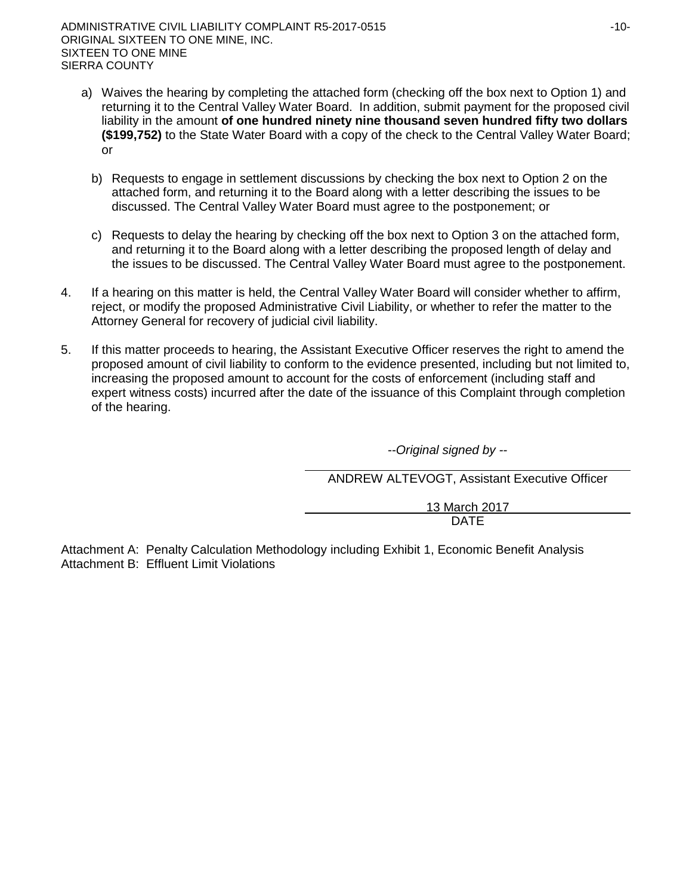a) Waives the hearing by completing the attached form (checking off the box next to Option 1) and returning it to the Central Valley Water Board. In addition, submit payment for the proposed civil liability in the amount **of one hundred ninety nine thousand seven hundred fifty two dollars ($199,752)** to the State Water Board with a copy of the check to the Central Valley Water Board; or

b) Requests to engage in settlement discussions by checking the box next to Option 2 on the attached form, and returning it to the Board along with a letter describing the issues to be discussed. The Central Valley Water Board must agree to the postponement; or

c) Requests to delay the hearing by checking off the box next to Option 3 on the attached form, and returning it to the Board along with a letter describing the proposed length of delay and the issues to be discussed. The Central Valley Water Board must agree to the postponement.

4. If a hearing on this matter is held, the Central Valley Water Board will consider whether to affirm, reject, or modify the proposed Administrative Civil Liability, or whether to refer the matter to the Attorney General for recovery of judicial civil liability.

5. If this matter proceeds to hearing, the Assistant Executive Officer reserves the right to amend the proposed amount of civil liability to conform to the evidence presented, including but not limited to, increasing the proposed amount to account for the costs of enforcement (including staff and expert witness costs) incurred after the date of the issuance of this Complaint through completion of the hearing.

*--Original signed by --*

ANDREW ALTEVOGT, Assistant Executive Officer

13 March 2017

DATE

Attachment A: Penalty Calculation Methodology including Exhibit 1, Economic Benefit Analysis
Attachment B: Effluent Limit Violations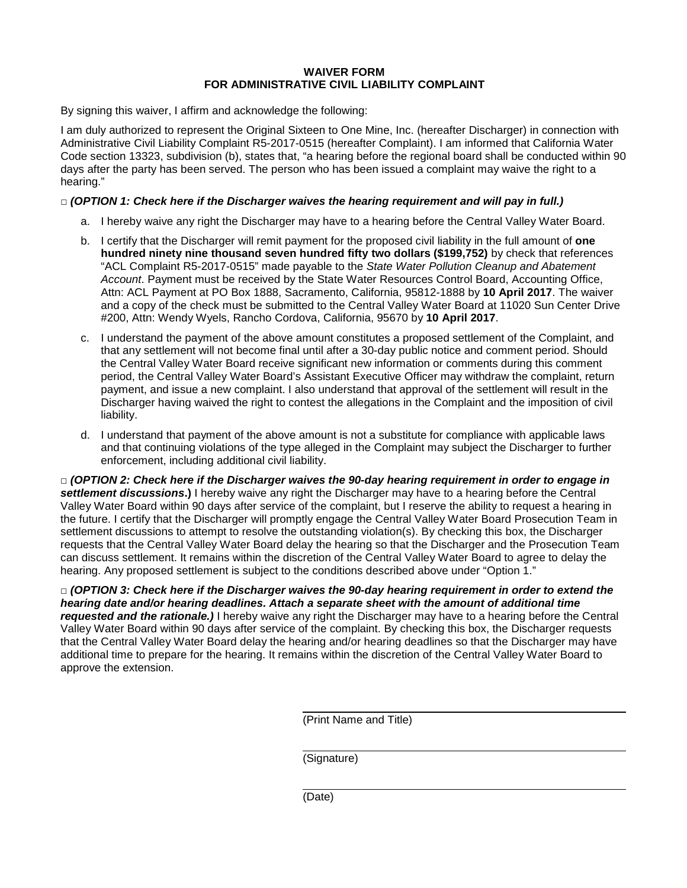**WAIVER FORM**
**FOR ADMINISTRATIVE CIVIL LIABILITY COMPLAINT**

By signing this waiver, I affirm and acknowledge the following:

I am duly authorized to represent the Original Sixteen to One Mine, Inc. (hereafter Discharger) in connection with Administrative Civil Liability Complaint R5-2017-0515 (hereafter Complaint). I am informed that California Water Code section 13323, subdivision (b), states that, "a hearing before the regional board shall be conducted within 90 days after the party has been served. The person who has been issued a complaint may waive the right to a hearing."

□ ***(OPTION 1: Check here if the Discharger waives the hearing requirement and will pay in full.)***

a. I hereby waive any right the Discharger may have to a hearing before the Central Valley Water Board.

b. I certify that the Discharger will remit payment for the proposed civil liability in the full amount of **one hundred ninety nine thousand seven hundred fifty two dollars ($199,752)** by check that references "ACL Complaint R5-2017-0515" made payable to the *State Water Pollution Cleanup and Abatement Account*. Payment must be received by the State Water Resources Control Board, Accounting Office, Attn: ACL Payment at PO Box 1888, Sacramento, California, 95812-1888 by **10 April 2017**. The waiver and a copy of the check must be submitted to the Central Valley Water Board at 11020 Sun Center Drive #200, Attn: Wendy Wyels, Rancho Cordova, California, 95670 by **10 April 2017**.

c. I understand the payment of the above amount constitutes a proposed settlement of the Complaint, and that any settlement will not become final until after a 30-day public notice and comment period. Should the Central Valley Water Board receive significant new information or comments during this comment period, the Central Valley Water Board's Assistant Executive Officer may withdraw the complaint, return payment, and issue a new complaint. I also understand that approval of the settlement will result in the Discharger having waived the right to contest the allegations in the Complaint and the imposition of civil liability.

d. I understand that payment of the above amount is not a substitute for compliance with applicable laws and that continuing violations of the type alleged in the Complaint may subject the Discharger to further enforcement, including additional civil liability.

□ ***(OPTION 2: Check here if the Discharger waives the 90-day hearing requirement in order to engage in settlement discussions*.)** I hereby waive any right the Discharger may have to a hearing before the Central Valley Water Board within 90 days after service of the complaint, but I reserve the ability to request a hearing in the future. I certify that the Discharger will promptly engage the Central Valley Water Board Prosecution Team in settlement discussions to attempt to resolve the outstanding violation(s). By checking this box, the Discharger requests that the Central Valley Water Board delay the hearing so that the Discharger and the Prosecution Team can discuss settlement. It remains within the discretion of the Central Valley Water Board to agree to delay the hearing. Any proposed settlement is subject to the conditions described above under "Option 1."

□ ***(OPTION 3: Check here if the Discharger waives the 90-day hearing requirement in order to extend the hearing date and/or hearing deadlines. Attach a separate sheet with the amount of additional time requested and the rationale.)*** I hereby waive any right the Discharger may have to a hearing before the Central Valley Water Board within 90 days after service of the complaint. By checking this box, the Discharger requests that the Central Valley Water Board delay the hearing and/or hearing deadlines so that the Discharger may have additional time to prepare for the hearing. It remains within the discretion of the Central Valley Water Board to approve the extension.

\_\_\_\_\_\_\_\_\_\_\_\_\_\_\_\_\_\_\_\_\_\_\_\_\_\_\_\_\_\_\_\_\_\_\_\_
(Print Name and Title)

\_\_\_\_\_\_\_\_\_\_\_\_\_\_\_\_\_\_\_\_\_\_\_\_\_\_\_\_\_\_\_\_\_\_\_\_
(Signature)

\_\_\_\_\_\_\_\_\_\_\_\_\_\_\_\_\_\_\_\_\_\_\_\_\_\_\_\_\_\_\_\_\_\_\_\_
(Date)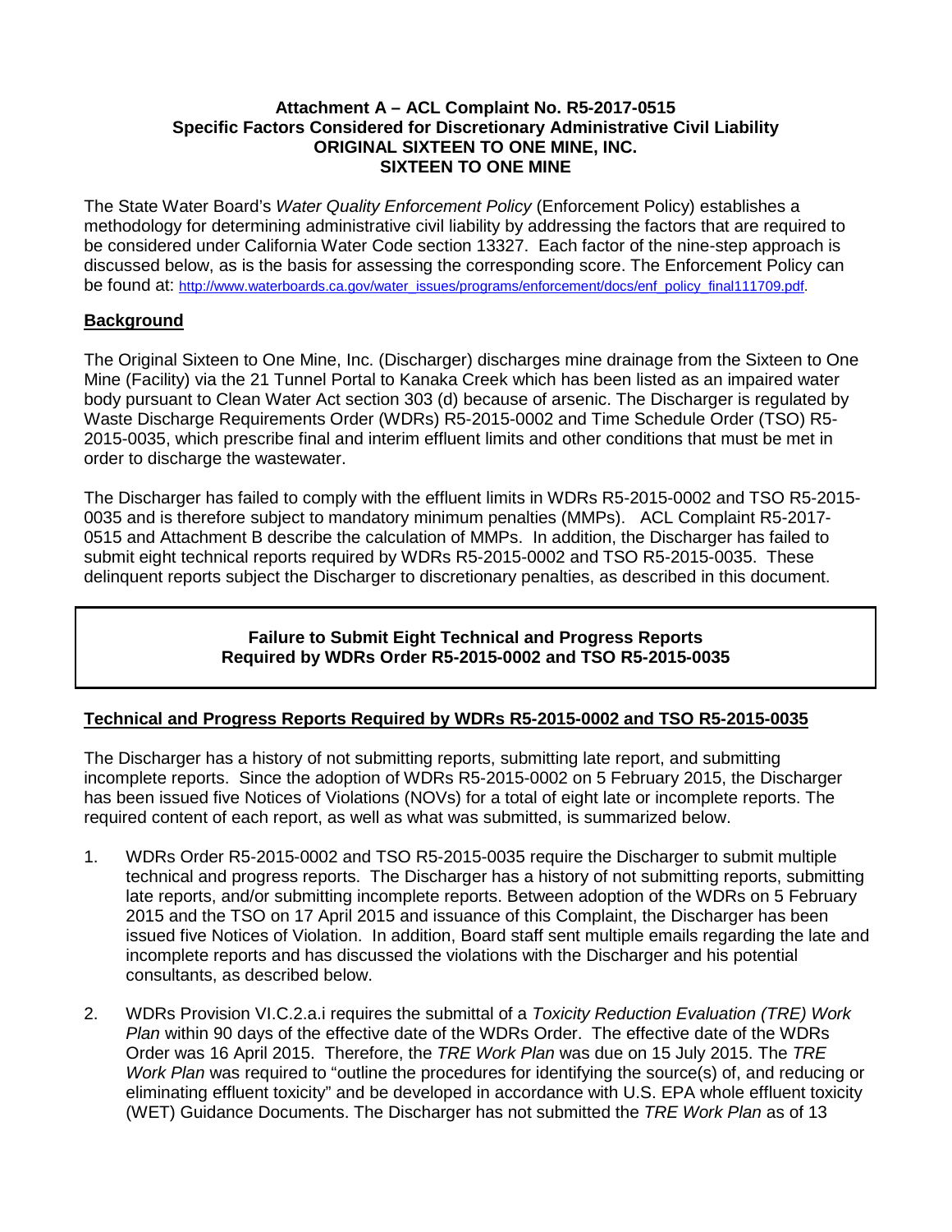**Attachment A – ACL Complaint No. R5-2017-0515**
**Specific Factors Considered for Discretionary Administrative Civil Liability**
**ORIGINAL SIXTEEN TO ONE MINE, INC.**
**SIXTEEN TO ONE MINE**

The State Water Board's *Water Quality Enforcement Policy* (Enforcement Policy) establishes a methodology for determining administrative civil liability by addressing the factors that are required to be considered under California Water Code section 13327. Each factor of the nine-step approach is discussed below, as is the basis for assessing the corresponding score. The Enforcement Policy can be found at: http://www.waterboards.ca.gov/water_issues/programs/enforcement/docs/enf_policy_final111709.pdf.

## Background

The Original Sixteen to One Mine, Inc. (Discharger) discharges mine drainage from the Sixteen to One Mine (Facility) via the 21 Tunnel Portal to Kanaka Creek which has been listed as an impaired water body pursuant to Clean Water Act section 303 (d) because of arsenic. The Discharger is regulated by Waste Discharge Requirements Order (WDRs) R5-2015-0002 and Time Schedule Order (TSO) R5-2015-0035, which prescribe final and interim effluent limits and other conditions that must be met in order to discharge the wastewater.

The Discharger has failed to comply with the effluent limits in WDRs R5-2015-0002 and TSO R5-2015-0035 and is therefore subject to mandatory minimum penalties (MMPs). ACL Complaint R5-2017-0515 and Attachment B describe the calculation of MMPs. In addition, the Discharger has failed to submit eight technical reports required by WDRs R5-2015-0002 and TSO R5-2015-0035. These delinquent reports subject the Discharger to discretionary penalties, as described in this document.

**Failure to Submit Eight Technical and Progress Reports**
**Required by WDRs Order R5-2015-0002 and TSO R5-2015-0035**

## Technical and Progress Reports Required by WDRs R5-2015-0002 and TSO R5-2015-0035

The Discharger has a history of not submitting reports, submitting late report, and submitting incomplete reports. Since the adoption of WDRs R5-2015-0002 on 5 February 2015, the Discharger has been issued five Notices of Violations (NOVs) for a total of eight late or incomplete reports. The required content of each report, as well as what was submitted, is summarized below.

1. WDRs Order R5-2015-0002 and TSO R5-2015-0035 require the Discharger to submit multiple technical and progress reports. The Discharger has a history of not submitting reports, submitting late reports, and/or submitting incomplete reports. Between adoption of the WDRs on 5 February 2015 and the TSO on 17 April 2015 and issuance of this Complaint, the Discharger has been issued five Notices of Violation. In addition, Board staff sent multiple emails regarding the late and incomplete reports and has discussed the violations with the Discharger and his potential consultants, as described below.

2. WDRs Provision VI.C.2.a.i requires the submittal of a *Toxicity Reduction Evaluation (TRE) Work Plan* within 90 days of the effective date of the WDRs Order. The effective date of the WDRs Order was 16 April 2015. Therefore, the *TRE Work Plan* was due on 15 July 2015. The *TRE Work Plan* was required to "outline the procedures for identifying the source(s) of, and reducing or eliminating effluent toxicity" and be developed in accordance with U.S. EPA whole effluent toxicity (WET) Guidance Documents. The Discharger has not submitted the *TRE Work Plan* as of 13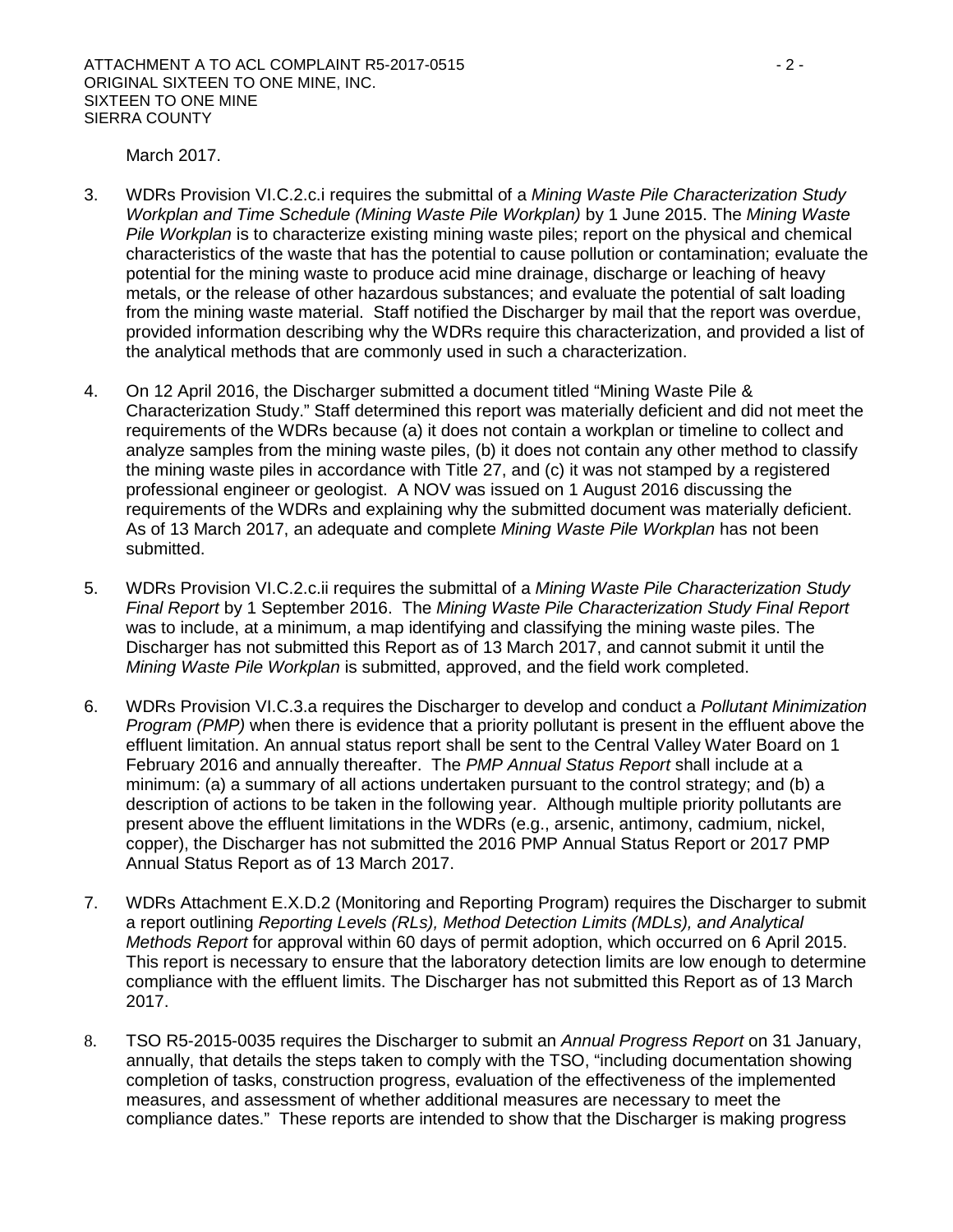March 2017.

3. WDRs Provision VI.C.2.c.i requires the submittal of a *Mining Waste Pile Characterization Study Workplan and Time Schedule (Mining Waste Pile Workplan)* by 1 June 2015. The *Mining Waste Pile Workplan* is to characterize existing mining waste piles; report on the physical and chemical characteristics of the waste that has the potential to cause pollution or contamination; evaluate the potential for the mining waste to produce acid mine drainage, discharge or leaching of heavy metals, or the release of other hazardous substances; and evaluate the potential of salt loading from the mining waste material. Staff notified the Discharger by mail that the report was overdue, provided information describing why the WDRs require this characterization, and provided a list of the analytical methods that are commonly used in such a characterization.

4. On 12 April 2016, the Discharger submitted a document titled "Mining Waste Pile & Characterization Study." Staff determined this report was materially deficient and did not meet the requirements of the WDRs because (a) it does not contain a workplan or timeline to collect and analyze samples from the mining waste piles, (b) it does not contain any other method to classify the mining waste piles in accordance with Title 27, and (c) it was not stamped by a registered professional engineer or geologist. A NOV was issued on 1 August 2016 discussing the requirements of the WDRs and explaining why the submitted document was materially deficient. As of 13 March 2017, an adequate and complete *Mining Waste Pile Workplan* has not been submitted.

5. WDRs Provision VI.C.2.c.ii requires the submittal of a *Mining Waste Pile Characterization Study Final Report* by 1 September 2016. The *Mining Waste Pile Characterization Study Final Report* was to include, at a minimum, a map identifying and classifying the mining waste piles. The Discharger has not submitted this Report as of 13 March 2017, and cannot submit it until the *Mining Waste Pile Workplan* is submitted, approved, and the field work completed.

6. WDRs Provision VI.C.3.a requires the Discharger to develop and conduct a *Pollutant Minimization Program (PMP)* when there is evidence that a priority pollutant is present in the effluent above the effluent limitation. An annual status report shall be sent to the Central Valley Water Board on 1 February 2016 and annually thereafter. The *PMP Annual Status Report* shall include at a minimum: (a) a summary of all actions undertaken pursuant to the control strategy; and (b) a description of actions to be taken in the following year. Although multiple priority pollutants are present above the effluent limitations in the WDRs (e.g., arsenic, antimony, cadmium, nickel, copper), the Discharger has not submitted the 2016 PMP Annual Status Report or 2017 PMP Annual Status Report as of 13 March 2017.

7. WDRs Attachment E.X.D.2 (Monitoring and Reporting Program) requires the Discharger to submit a report outlining *Reporting Levels (RLs), Method Detection Limits (MDLs), and Analytical Methods Report* for approval within 60 days of permit adoption, which occurred on 6 April 2015. This report is necessary to ensure that the laboratory detection limits are low enough to determine compliance with the effluent limits. The Discharger has not submitted this Report as of 13 March 2017.

8. TSO R5-2015-0035 requires the Discharger to submit an *Annual Progress Report* on 31 January, annually, that details the steps taken to comply with the TSO, "including documentation showing completion of tasks, construction progress, evaluation of the effectiveness of the implemented measures, and assessment of whether additional measures are necessary to meet the compliance dates." These reports are intended to show that the Discharger is making progress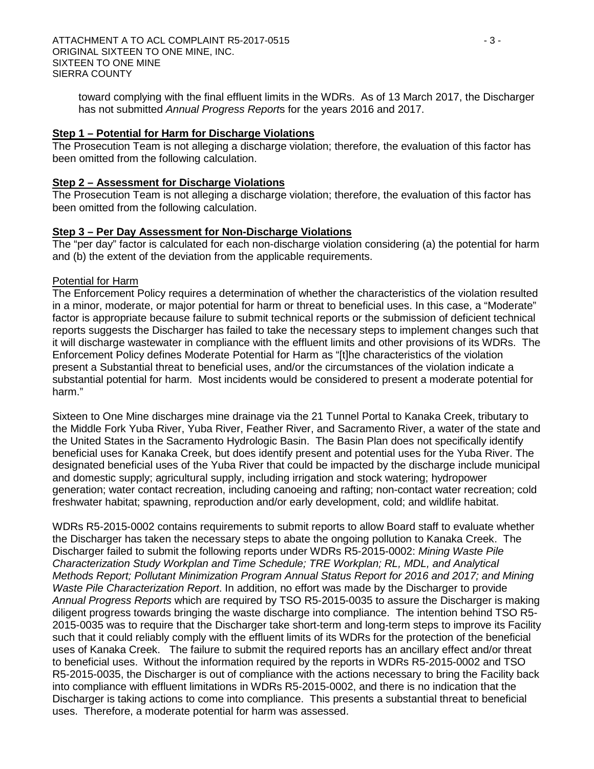toward complying with the final effluent limits in the WDRs. As of 13 March 2017, the Discharger has not submitted *Annual Progress Report*s for the years 2016 and 2017.

**Step 1 – Potential for Harm for Discharge Violations**

The Prosecution Team is not alleging a discharge violation; therefore, the evaluation of this factor has been omitted from the following calculation.

**Step 2 – Assessment for Discharge Violations**

The Prosecution Team is not alleging a discharge violation; therefore, the evaluation of this factor has been omitted from the following calculation.

**Step 3 – Per Day Assessment for Non-Discharge Violations**

The "per day" factor is calculated for each non-discharge violation considering (a) the potential for harm and (b) the extent of the deviation from the applicable requirements.

Potential for Harm

The Enforcement Policy requires a determination of whether the characteristics of the violation resulted in a minor, moderate, or major potential for harm or threat to beneficial uses. In this case, a "Moderate" factor is appropriate because failure to submit technical reports or the submission of deficient technical reports suggests the Discharger has failed to take the necessary steps to implement changes such that it will discharge wastewater in compliance with the effluent limits and other provisions of its WDRs. The Enforcement Policy defines Moderate Potential for Harm as "[t]he characteristics of the violation present a Substantial threat to beneficial uses, and/or the circumstances of the violation indicate a substantial potential for harm. Most incidents would be considered to present a moderate potential for harm."

Sixteen to One Mine discharges mine drainage via the 21 Tunnel Portal to Kanaka Creek, tributary to the Middle Fork Yuba River, Yuba River, Feather River, and Sacramento River, a water of the state and the United States in the Sacramento Hydrologic Basin. The Basin Plan does not specifically identify beneficial uses for Kanaka Creek, but does identify present and potential uses for the Yuba River. The designated beneficial uses of the Yuba River that could be impacted by the discharge include municipal and domestic supply; agricultural supply, including irrigation and stock watering; hydropower generation; water contact recreation, including canoeing and rafting; non-contact water recreation; cold freshwater habitat; spawning, reproduction and/or early development, cold; and wildlife habitat.

WDRs R5-2015-0002 contains requirements to submit reports to allow Board staff to evaluate whether the Discharger has taken the necessary steps to abate the ongoing pollution to Kanaka Creek. The Discharger failed to submit the following reports under WDRs R5-2015-0002: *Mining Waste Pile Characterization Study Workplan and Time Schedule; TRE Workplan; RL, MDL, and Analytical Methods Report; Pollutant Minimization Program Annual Status Report for 2016 and 2017; and Mining Waste Pile Characterization Report*. In addition, no effort was made by the Discharger to provide *Annual Progress Reports* which are required by TSO R5-2015-0035 to assure the Discharger is making diligent progress towards bringing the waste discharge into compliance. The intention behind TSO R5-2015-0035 was to require that the Discharger take short-term and long-term steps to improve its Facility such that it could reliably comply with the effluent limits of its WDRs for the protection of the beneficial uses of Kanaka Creek. The failure to submit the required reports has an ancillary effect and/or threat to beneficial uses. Without the information required by the reports in WDRs R5-2015-0002 and TSO R5-2015-0035, the Discharger is out of compliance with the actions necessary to bring the Facility back into compliance with effluent limitations in WDRs R5-2015-0002, and there is no indication that the Discharger is taking actions to come into compliance. This presents a substantial threat to beneficial uses. Therefore, a moderate potential for harm was assessed.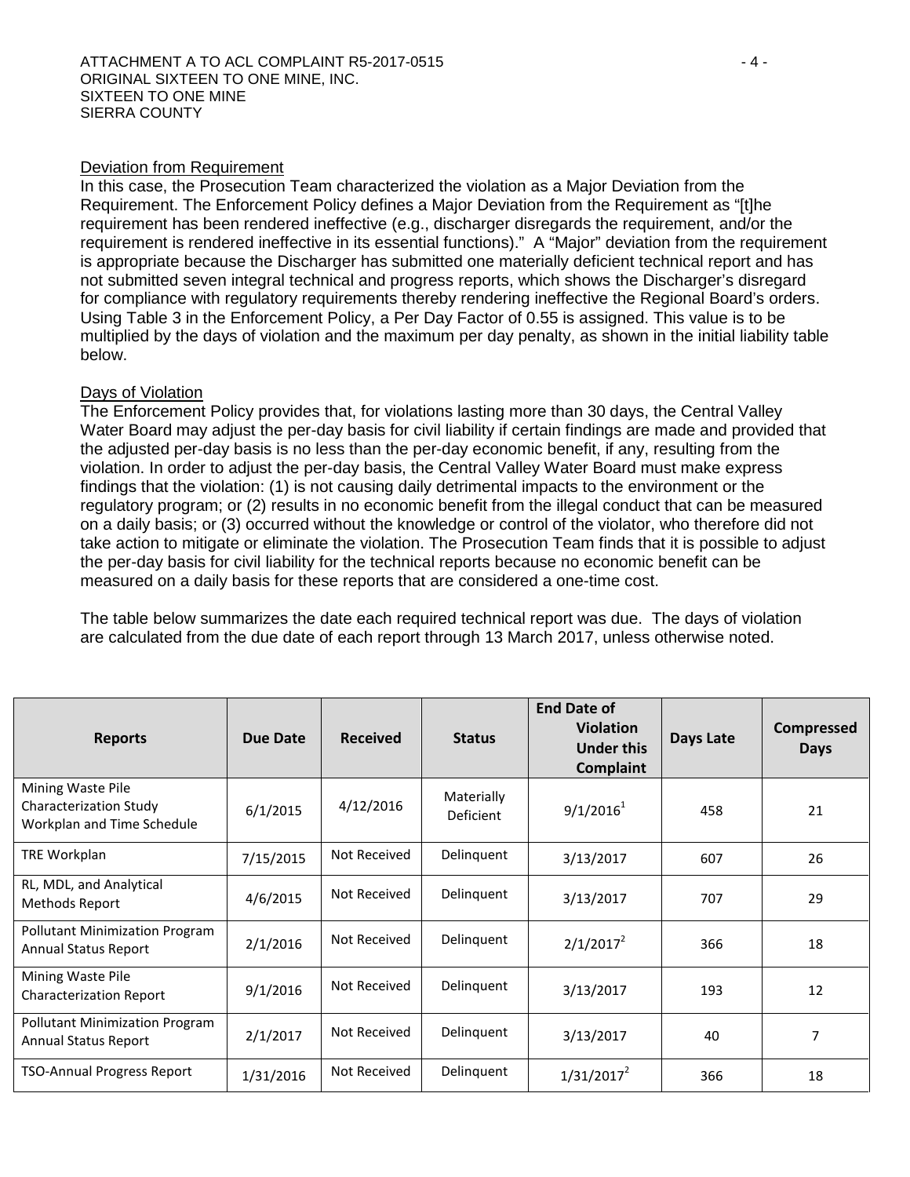Deviation from Requirement

In this case, the Prosecution Team characterized the violation as a Major Deviation from the Requirement. The Enforcement Policy defines a Major Deviation from the Requirement as "[t]he requirement has been rendered ineffective (e.g., discharger disregards the requirement, and/or the requirement is rendered ineffective in its essential functions)." A "Major" deviation from the requirement is appropriate because the Discharger has submitted one materially deficient technical report and has not submitted seven integral technical and progress reports, which shows the Discharger's disregard for compliance with regulatory requirements thereby rendering ineffective the Regional Board's orders. Using Table 3 in the Enforcement Policy, a Per Day Factor of 0.55 is assigned. This value is to be multiplied by the days of violation and the maximum per day penalty, as shown in the initial liability table below.

Days of Violation

The Enforcement Policy provides that, for violations lasting more than 30 days, the Central Valley Water Board may adjust the per-day basis for civil liability if certain findings are made and provided that the adjusted per-day basis is no less than the per-day economic benefit, if any, resulting from the violation. In order to adjust the per-day basis, the Central Valley Water Board must make express findings that the violation: (1) is not causing daily detrimental impacts to the environment or the regulatory program; or (2) results in no economic benefit from the illegal conduct that can be measured on a daily basis; or (3) occurred without the knowledge or control of the violator, who therefore did not take action to mitigate or eliminate the violation. The Prosecution Team finds that it is possible to adjust the per-day basis for civil liability for the technical reports because no economic benefit can be measured on a daily basis for these reports that are considered a one-time cost.

The table below summarizes the date each required technical report was due. The days of violation are calculated from the due date of each report through 13 March 2017, unless otherwise noted.

| Reports | Due Date | Received | Status | End Date of Violation Under this Complaint | Days Late | Compressed Days |
|---|---|---|---|---|---|---|
| Mining Waste Pile Characterization Study Workplan and Time Schedule | 6/1/2015 | 4/12/2016 | Materially Deficient | 9/1/2016[1] | 458 | 21 |
| TRE Workplan | 7/15/2015 | Not Received | Delinquent | 3/13/2017 | 607 | 26 |
| RL, MDL, and Analytical Methods Report | 4/6/2015 | Not Received | Delinquent | 3/13/2017 | 707 | 29 |
| Pollutant Minimization Program Annual Status Report | 2/1/2016 | Not Received | Delinquent | 2/1/2017[2] | 366 | 18 |
| Mining Waste Pile Characterization Report | 9/1/2016 | Not Received | Delinquent | 3/13/2017 | 193 | 12 |
| Pollutant Minimization Program Annual Status Report | 2/1/2017 | Not Received | Delinquent | 3/13/2017 | 40 | 7 |
| TSO-Annual Progress Report | 1/31/2016 | Not Received | Delinquent | 1/31/2017[2] | 366 | 18 |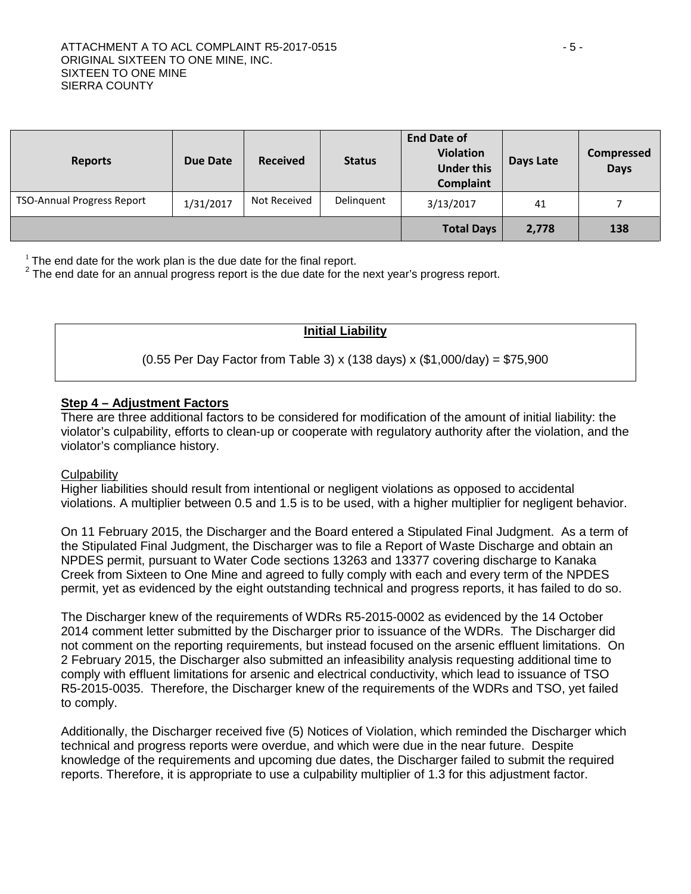| Reports | Due Date | Received | Status | End Date of Violation Under this Complaint | Days Late | Compressed Days |
|---|---|---|---|---|---|---|
| TSO-Annual Progress Report | 1/31/2017 | Not Received | Delinquent | 3/13/2017 | 41 | 7 |
| | | | | **Total Days** | **2,778** | **138** |

[1] The end date for the work plan is the due date for the final report.
[2] The end date for an annual progress report is the due date for the next year's progress report.

**Initial Liability**

(0.55 Per Day Factor from Table 3) x (138 days) x ($1,000/day) = $75,900

**Step 4 – Adjustment Factors**

There are three additional factors to be considered for modification of the amount of initial liability: the violator's culpability, efforts to clean-up or cooperate with regulatory authority after the violation, and the violator's compliance history.

Culpability

Higher liabilities should result from intentional or negligent violations as opposed to accidental violations. A multiplier between 0.5 and 1.5 is to be used, with a higher multiplier for negligent behavior.

On 11 February 2015, the Discharger and the Board entered a Stipulated Final Judgment. As a term of the Stipulated Final Judgment, the Discharger was to file a Report of Waste Discharge and obtain an NPDES permit, pursuant to Water Code sections 13263 and 13377 covering discharge to Kanaka Creek from Sixteen to One Mine and agreed to fully comply with each and every term of the NPDES permit, yet as evidenced by the eight outstanding technical and progress reports, it has failed to do so.

The Discharger knew of the requirements of WDRs R5-2015-0002 as evidenced by the 14 October 2014 comment letter submitted by the Discharger prior to issuance of the WDRs. The Discharger did not comment on the reporting requirements, but instead focused on the arsenic effluent limitations. On 2 February 2015, the Discharger also submitted an infeasibility analysis requesting additional time to comply with effluent limitations for arsenic and electrical conductivity, which lead to issuance of TSO R5-2015-0035. Therefore, the Discharger knew of the requirements of the WDRs and TSO, yet failed to comply.

Additionally, the Discharger received five (5) Notices of Violation, which reminded the Discharger which technical and progress reports were overdue, and which were due in the near future. Despite knowledge of the requirements and upcoming due dates, the Discharger failed to submit the required reports. Therefore, it is appropriate to use a culpability multiplier of 1.3 for this adjustment factor.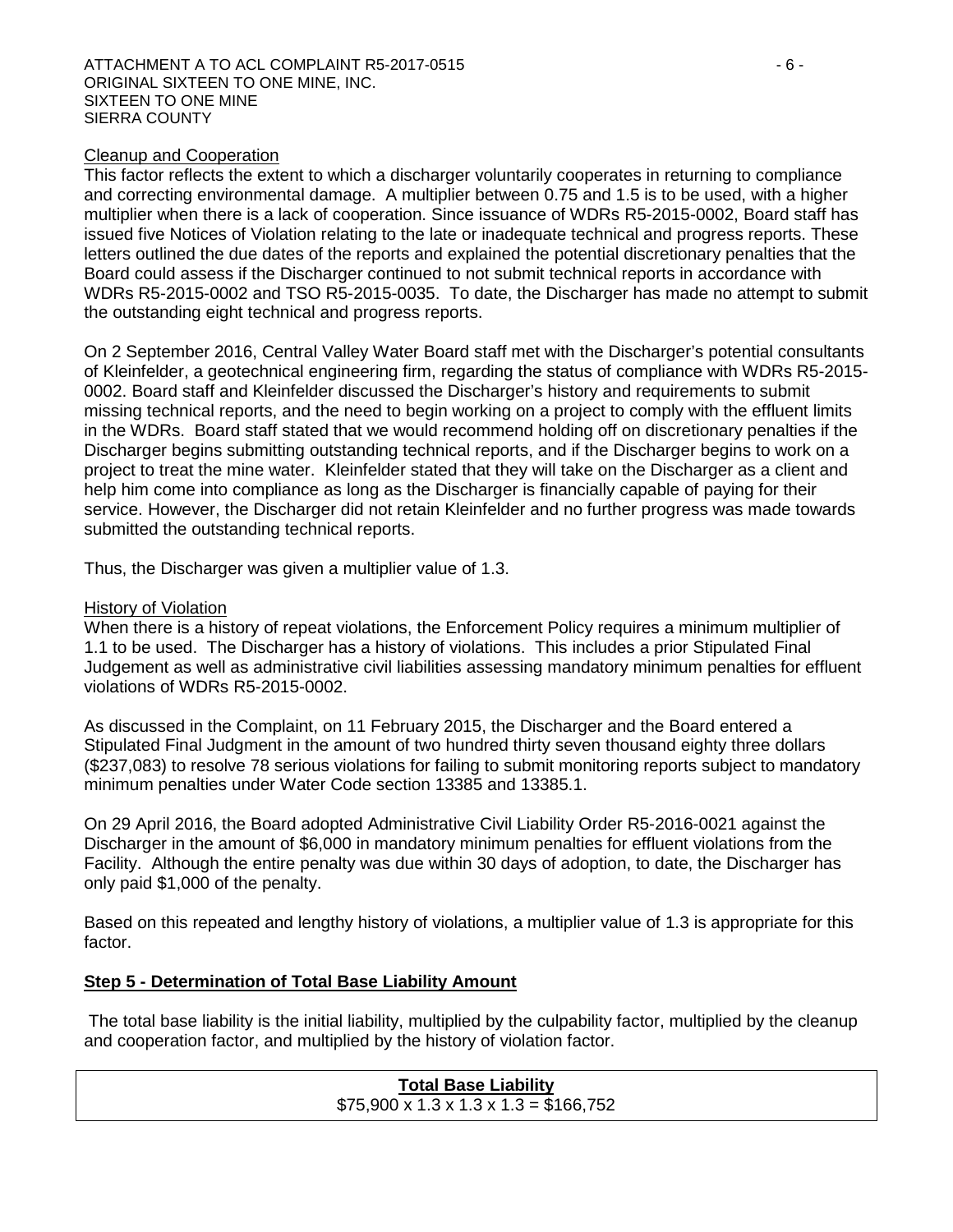Cleanup and Cooperation

This factor reflects the extent to which a discharger voluntarily cooperates in returning to compliance and correcting environmental damage. A multiplier between 0.75 and 1.5 is to be used, with a higher multiplier when there is a lack of cooperation. Since issuance of WDRs R5-2015-0002, Board staff has issued five Notices of Violation relating to the late or inadequate technical and progress reports. These letters outlined the due dates of the reports and explained the potential discretionary penalties that the Board could assess if the Discharger continued to not submit technical reports in accordance with WDRs R5-2015-0002 and TSO R5-2015-0035. To date, the Discharger has made no attempt to submit the outstanding eight technical and progress reports.

On 2 September 2016, Central Valley Water Board staff met with the Discharger's potential consultants of Kleinfelder, a geotechnical engineering firm, regarding the status of compliance with WDRs R5-2015-0002. Board staff and Kleinfelder discussed the Discharger's history and requirements to submit missing technical reports, and the need to begin working on a project to comply with the effluent limits in the WDRs. Board staff stated that we would recommend holding off on discretionary penalties if the Discharger begins submitting outstanding technical reports, and if the Discharger begins to work on a project to treat the mine water. Kleinfelder stated that they will take on the Discharger as a client and help him come into compliance as long as the Discharger is financially capable of paying for their service. However, the Discharger did not retain Kleinfelder and no further progress was made towards submitted the outstanding technical reports.

Thus, the Discharger was given a multiplier value of 1.3.

History of Violation

When there is a history of repeat violations, the Enforcement Policy requires a minimum multiplier of 1.1 to be used. The Discharger has a history of violations. This includes a prior Stipulated Final Judgement as well as administrative civil liabilities assessing mandatory minimum penalties for effluent violations of WDRs R5-2015-0002.

As discussed in the Complaint, on 11 February 2015, the Discharger and the Board entered a Stipulated Final Judgment in the amount of two hundred thirty seven thousand eighty three dollars ($237,083) to resolve 78 serious violations for failing to submit monitoring reports subject to mandatory minimum penalties under Water Code section 13385 and 13385.1.

On 29 April 2016, the Board adopted Administrative Civil Liability Order R5-2016-0021 against the Discharger in the amount of $6,000 in mandatory minimum penalties for effluent violations from the Facility. Although the entire penalty was due within 30 days of adoption, to date, the Discharger has only paid $1,000 of the penalty.

Based on this repeated and lengthy history of violations, a multiplier value of 1.3 is appropriate for this factor.

**Step 5 - Determination of Total Base Liability Amount**

The total base liability is the initial liability, multiplied by the culpability factor, multiplied by the cleanup and cooperation factor, and multiplied by the history of violation factor.

| **Total Base Liability** |
| --- |
| $75,900 x 1.3 x 1.3 x 1.3 = $166,752 |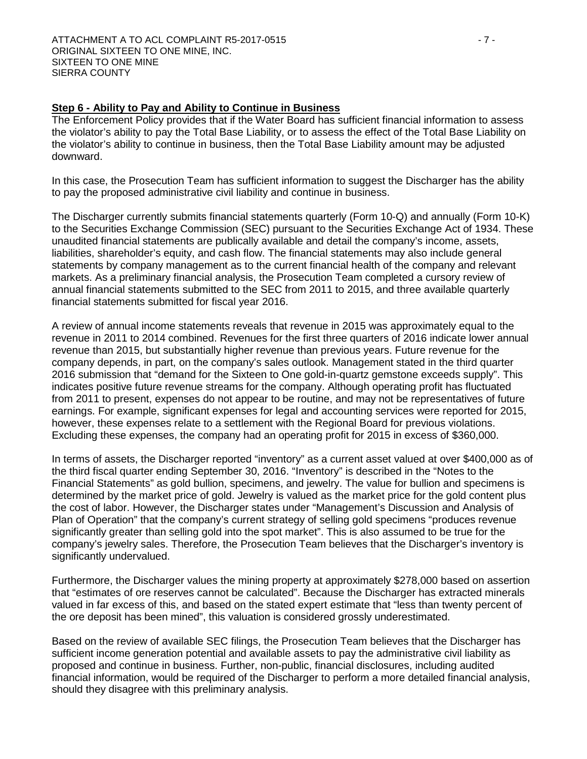**Step 6 - Ability to Pay and Ability to Continue in Business**

The Enforcement Policy provides that if the Water Board has sufficient financial information to assess the violator's ability to pay the Total Base Liability, or to assess the effect of the Total Base Liability on the violator's ability to continue in business, then the Total Base Liability amount may be adjusted downward.

In this case, the Prosecution Team has sufficient information to suggest the Discharger has the ability to pay the proposed administrative civil liability and continue in business.

The Discharger currently submits financial statements quarterly (Form 10-Q) and annually (Form 10-K) to the Securities Exchange Commission (SEC) pursuant to the Securities Exchange Act of 1934. These unaudited financial statements are publically available and detail the company's income, assets, liabilities, shareholder's equity, and cash flow. The financial statements may also include general statements by company management as to the current financial health of the company and relevant markets. As a preliminary financial analysis, the Prosecution Team completed a cursory review of annual financial statements submitted to the SEC from 2011 to 2015, and three available quarterly financial statements submitted for fiscal year 2016.

A review of annual income statements reveals that revenue in 2015 was approximately equal to the revenue in 2011 to 2014 combined. Revenues for the first three quarters of 2016 indicate lower annual revenue than 2015, but substantially higher revenue than previous years. Future revenue for the company depends, in part, on the company's sales outlook. Management stated in the third quarter 2016 submission that "demand for the Sixteen to One gold-in-quartz gemstone exceeds supply". This indicates positive future revenue streams for the company. Although operating profit has fluctuated from 2011 to present, expenses do not appear to be routine, and may not be representatives of future earnings. For example, significant expenses for legal and accounting services were reported for 2015, however, these expenses relate to a settlement with the Regional Board for previous violations. Excluding these expenses, the company had an operating profit for 2015 in excess of $360,000.

In terms of assets, the Discharger reported "inventory" as a current asset valued at over $400,000 as of the third fiscal quarter ending September 30, 2016. "Inventory" is described in the "Notes to the Financial Statements" as gold bullion, specimens, and jewelry. The value for bullion and specimens is determined by the market price of gold. Jewelry is valued as the market price for the gold content plus the cost of labor. However, the Discharger states under "Management's Discussion and Analysis of Plan of Operation" that the company's current strategy of selling gold specimens "produces revenue significantly greater than selling gold into the spot market". This is also assumed to be true for the company's jewelry sales. Therefore, the Prosecution Team believes that the Discharger's inventory is significantly undervalued.

Furthermore, the Discharger values the mining property at approximately $278,000 based on assertion that "estimates of ore reserves cannot be calculated". Because the Discharger has extracted minerals valued in far excess of this, and based on the stated expert estimate that "less than twenty percent of the ore deposit has been mined", this valuation is considered grossly underestimated.

Based on the review of available SEC filings, the Prosecution Team believes that the Discharger has sufficient income generation potential and available assets to pay the administrative civil liability as proposed and continue in business. Further, non-public, financial disclosures, including audited financial information, would be required of the Discharger to perform a more detailed financial analysis, should they disagree with this preliminary analysis.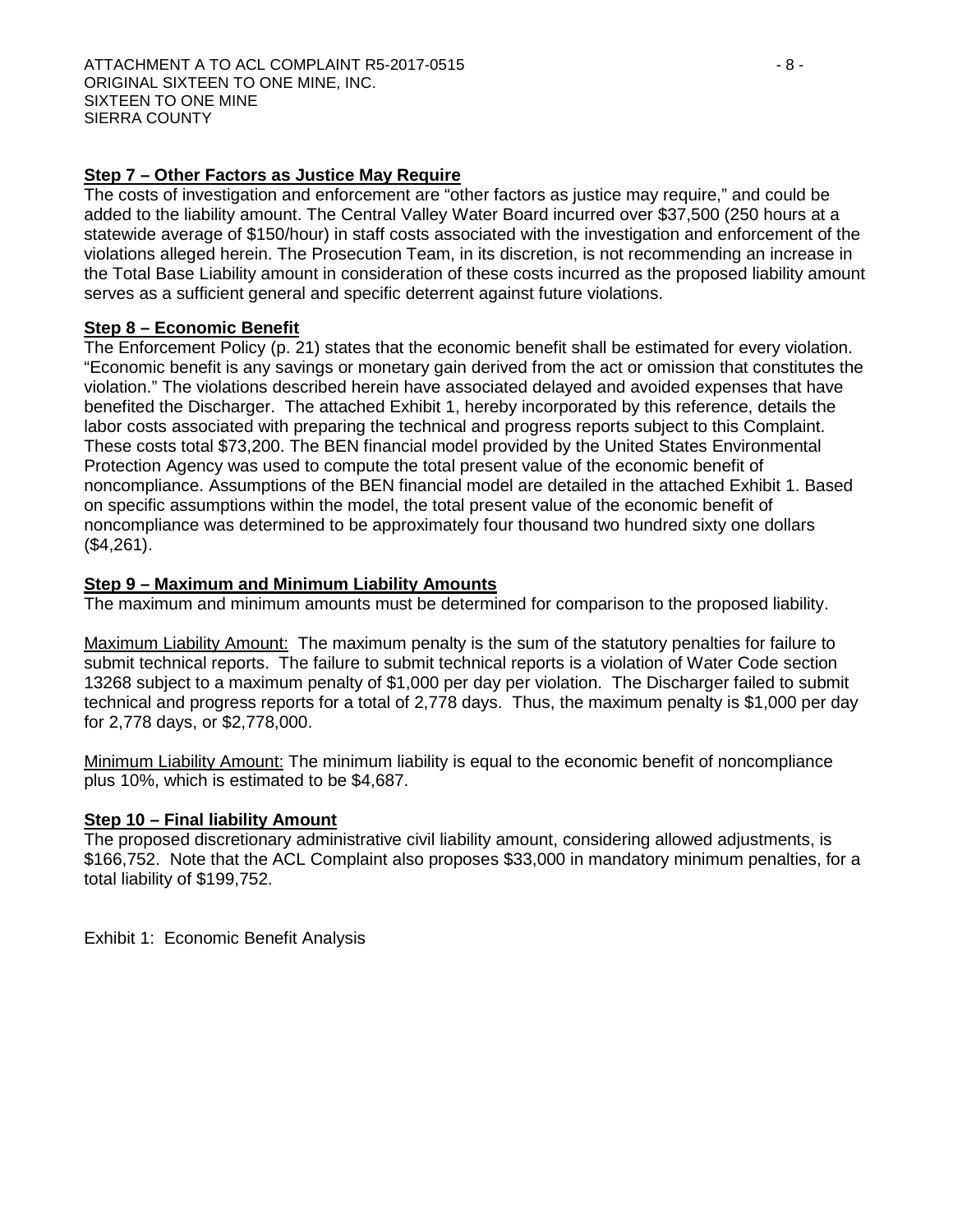## Step 7 – Other Factors as Justice May Require

The costs of investigation and enforcement are "other factors as justice may require," and could be added to the liability amount. The Central Valley Water Board incurred over $37,500 (250 hours at a statewide average of $150/hour) in staff costs associated with the investigation and enforcement of the violations alleged herein. The Prosecution Team, in its discretion, is not recommending an increase in the Total Base Liability amount in consideration of these costs incurred as the proposed liability amount serves as a sufficient general and specific deterrent against future violations.

## Step 8 – Economic Benefit

The Enforcement Policy (p. 21) states that the economic benefit shall be estimated for every violation. "Economic benefit is any savings or monetary gain derived from the act or omission that constitutes the violation." The violations described herein have associated delayed and avoided expenses that have benefited the Discharger. The attached Exhibit 1, hereby incorporated by this reference, details the labor costs associated with preparing the technical and progress reports subject to this Complaint. These costs total $73,200. The BEN financial model provided by the United States Environmental Protection Agency was used to compute the total present value of the economic benefit of noncompliance. Assumptions of the BEN financial model are detailed in the attached Exhibit 1. Based on specific assumptions within the model, the total present value of the economic benefit of noncompliance was determined to be approximately four thousand two hundred sixty one dollars ($4,261).

## Step 9 – Maximum and Minimum Liability Amounts

The maximum and minimum amounts must be determined for comparison to the proposed liability.

Maximum Liability Amount: The maximum penalty is the sum of the statutory penalties for failure to submit technical reports. The failure to submit technical reports is a violation of Water Code section 13268 subject to a maximum penalty of $1,000 per day per violation. The Discharger failed to submit technical and progress reports for a total of 2,778 days. Thus, the maximum penalty is $1,000 per day for 2,778 days, or $2,778,000.

Minimum Liability Amount: The minimum liability is equal to the economic benefit of noncompliance plus 10%, which is estimated to be $4,687.

## Step 10 – Final liability Amount

The proposed discretionary administrative civil liability amount, considering allowed adjustments, is $166,752. Note that the ACL Complaint also proposes $33,000 in mandatory minimum penalties, for a total liability of $199,752.

Exhibit 1: Economic Benefit Analysis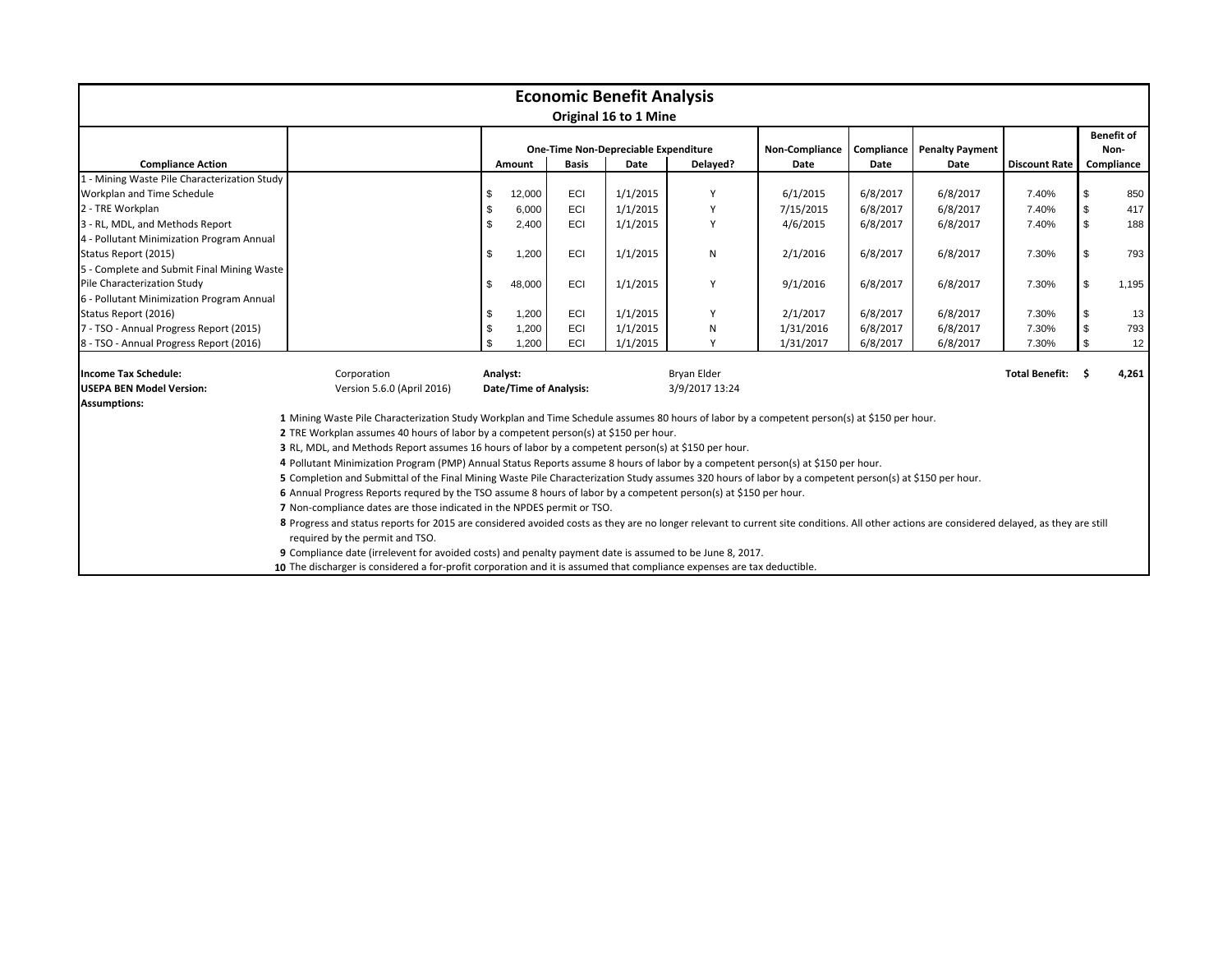# Economic Benefit Analysis

## Original 16 to 1 Mine

| Compliance Action | | One-Time Non-Depreciable Expenditure | | | | Non-Compliance | Compliance | Penalty Payment | | Benefit of Non- |
|---|---|---|---|---|---|---|---|---|---|---|
| | | Amount | Basis | Date | Delayed? | Date | Date | Date | Discount Rate | Compliance |
| 1 - Mining Waste Pile Characterization Study Workplan and Time Schedule | | $ 12,000 | ECI | 1/1/2015 | Y | 6/1/2015 | 6/8/2017 | 6/8/2017 | 7.40% | $ 850 |
| 2 - TRE Workplan | | $ 6,000 | ECI | 1/1/2015 | Y | 7/15/2015 | 6/8/2017 | 6/8/2017 | 7.40% | $ 417 |
| 3 - RL, MDL, and Methods Report | | $ 2,400 | ECI | 1/1/2015 | Y | 4/6/2015 | 6/8/2017 | 6/8/2017 | 7.40% | $ 188 |
| 4 - Pollutant Minimization Program Annual Status Report (2015) | | $ 1,200 | ECI | 1/1/2015 | N | 2/1/2016 | 6/8/2017 | 6/8/2017 | 7.30% | $ 793 |
| 5 - Complete and Submit Final Mining Waste Pile Characterization Study | | $ 48,000 | ECI | 1/1/2015 | Y | 9/1/2016 | 6/8/2017 | 6/8/2017 | 7.30% | $ 1,195 |
| 6 - Pollutant Minimization Program Annual Status Report (2016) | | $ 1,200 | ECI | 1/1/2015 | Y | 2/1/2017 | 6/8/2017 | 6/8/2017 | 7.30% | $ 13 |
| 7 - TSO - Annual Progress Report (2015) | | $ 1,200 | ECI | 1/1/2015 | N | 1/31/2016 | 6/8/2017 | 6/8/2017 | 7.30% | $ 793 |
| 8 - TSO - Annual Progress Report (2016) | | $ 1,200 | ECI | 1/1/2015 | Y | 1/31/2017 | 6/8/2017 | 6/8/2017 | 7.30% | $ 12 |

**Income Tax Schedule:** Corporation
**Analyst:** Bryan Elder
**Total Benefit:** $ 4,261

**USEPA BEN Model Version:** Version 5.6.0 (April 2016)
**Date/Time of Analysis:** 3/9/2017 13:24

**Assumptions:**

1. Mining Waste Pile Characterization Study Workplan and Time Schedule assumes 80 hours of labor by a competent person(s) at $150 per hour.
2. TRE Workplan assumes 40 hours of labor by a competent person(s) at $150 per hour.
3. RL, MDL, and Methods Report assumes 16 hours of labor by a competent person(s) at $150 per hour.
4. Pollutant Minimization Program (PMP) Annual Status Reports assume 8 hours of labor by a competent person(s) at $150 per hour.
5. Completion and Submittal of the Final Mining Waste Pile Characterization Study assumes 320 hours of labor by a competent person(s) at $150 per hour.
6. Annual Progress Reports requred by the TSO assume 8 hours of labor by a competent person(s) at $150 per hour.
7. Non-compliance dates are those indicated in the NPDES permit or TSO.
8. Progress and status reports for 2015 are considered avoided costs as they are no longer relevant to current site conditions. All other actions are considered delayed, as they are still required by the permit and TSO.
9. Compliance date (irrelevent for avoided costs) and penalty payment date is assumed to be June 8, 2017.
10. The discharger is considered a for-profit corporation and it is assumed that compliance expenses are tax deductible.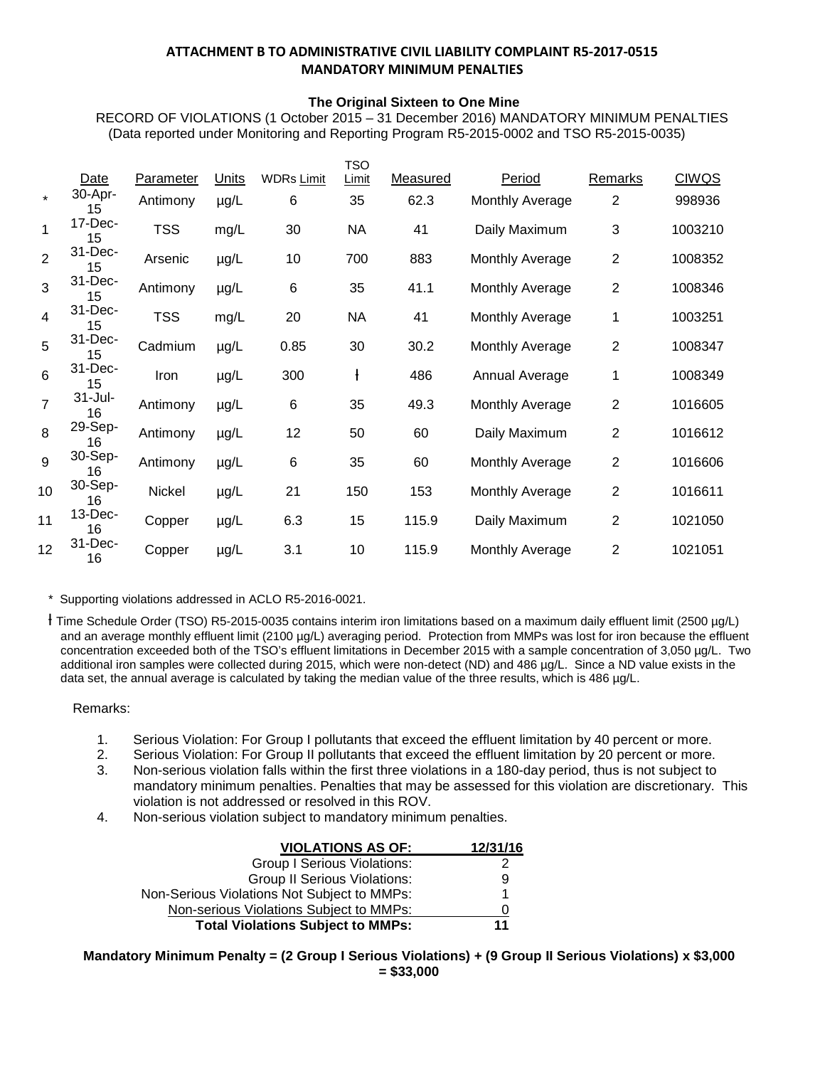**ATTACHMENT B TO ADMINISTRATIVE CIVIL LIABILITY COMPLAINT R5-2017-0515**
**MANDATORY MINIMUM PENALTIES**

**The Original Sixteen to One Mine**

RECORD OF VIOLATIONS (1 October 2015 – 31 December 2016) MANDATORY MINIMUM PENALTIES
(Data reported under Monitoring and Reporting Program R5-2015-0002 and TSO R5-2015-0035)

| | Date | Parameter | Units | WDRs Limit | TSO Limit | Measured | Period | Remarks | CIWQS |
|---|---|---|---|---|---|---|---|---|---|
| * | 30-Apr-15 | Antimony | µg/L | 6 | 35 | 62.3 | Monthly Average | 2 | 998936 |
| 1 | 17-Dec-15 | TSS | mg/L | 30 | NA | 41 | Daily Maximum | 3 | 1003210 |
| 2 | 31-Dec-15 | Arsenic | µg/L | 10 | 700 | 883 | Monthly Average | 2 | 1008352 |
| 3 | 31-Dec-15 | Antimony | µg/L | 6 | 35 | 41.1 | Monthly Average | 2 | 1008346 |
| 4 | 31-Dec-15 | TSS | mg/L | 20 | NA | 41 | Monthly Average | 1 | 1003251 |
| 5 | 31-Dec-15 | Cadmium | µg/L | 0.85 | 30 | 30.2 | Monthly Average | 2 | 1008347 |
| 6 | 31-Dec-15 | Iron | µg/L | 300 | ł | 486 | Annual Average | 1 | 1008349 |
| 7 | 31-Jul-16 | Antimony | µg/L | 6 | 35 | 49.3 | Monthly Average | 2 | 1016605 |
| 8 | 29-Sep-16 | Antimony | µg/L | 12 | 50 | 60 | Daily Maximum | 2 | 1016612 |
| 9 | 30-Sep-16 | Antimony | µg/L | 6 | 35 | 60 | Monthly Average | 2 | 1016606 |
| 10 | 30-Sep-16 | Nickel | µg/L | 21 | 150 | 153 | Monthly Average | 2 | 1016611 |
| 11 | 13-Dec-16 | Copper | µg/L | 6.3 | 15 | 115.9 | Daily Maximum | 2 | 1021050 |
| 12 | 31-Dec-16 | Copper | µg/L | 3.1 | 10 | 115.9 | Monthly Average | 2 | 1021051 |

\* Supporting violations addressed in ACLO R5-2016-0021.

ł Time Schedule Order (TSO) R5-2015-0035 contains interim iron limitations based on a maximum daily effluent limit (2500 µg/L) and an average monthly effluent limit (2100 µg/L) averaging period. Protection from MMPs was lost for iron because the effluent concentration exceeded both of the TSO's effluent limitations in December 2015 with a sample concentration of 3,050 µg/L. Two additional iron samples were collected during 2015, which were non-detect (ND) and 486 µg/L. Since a ND value exists in the data set, the annual average is calculated by taking the median value of the three results, which is 486 µg/L.

Remarks:

1. Serious Violation: For Group I pollutants that exceed the effluent limitation by 40 percent or more.
2. Serious Violation: For Group II pollutants that exceed the effluent limitation by 20 percent or more.
3. Non-serious violation falls within the first three violations in a 180-day period, thus is not subject to mandatory minimum penalties. Penalties that may be assessed for this violation are discretionary. This violation is not addressed or resolved in this ROV.
4. Non-serious violation subject to mandatory minimum penalties.

| VIOLATIONS AS OF: | 12/31/16 |
|---|---|
| Group I Serious Violations: | 2 |
| Group II Serious Violations: | 9 |
| Non-Serious Violations Not Subject to MMPs: | 1 |
| Non-serious Violations Subject to MMPs: | 0 |
| **Total Violations Subject to MMPs:** | **11** |

**Mandatory Minimum Penalty = (2 Group I Serious Violations) + (9 Group II Serious Violations) x $3,000 = $33,000**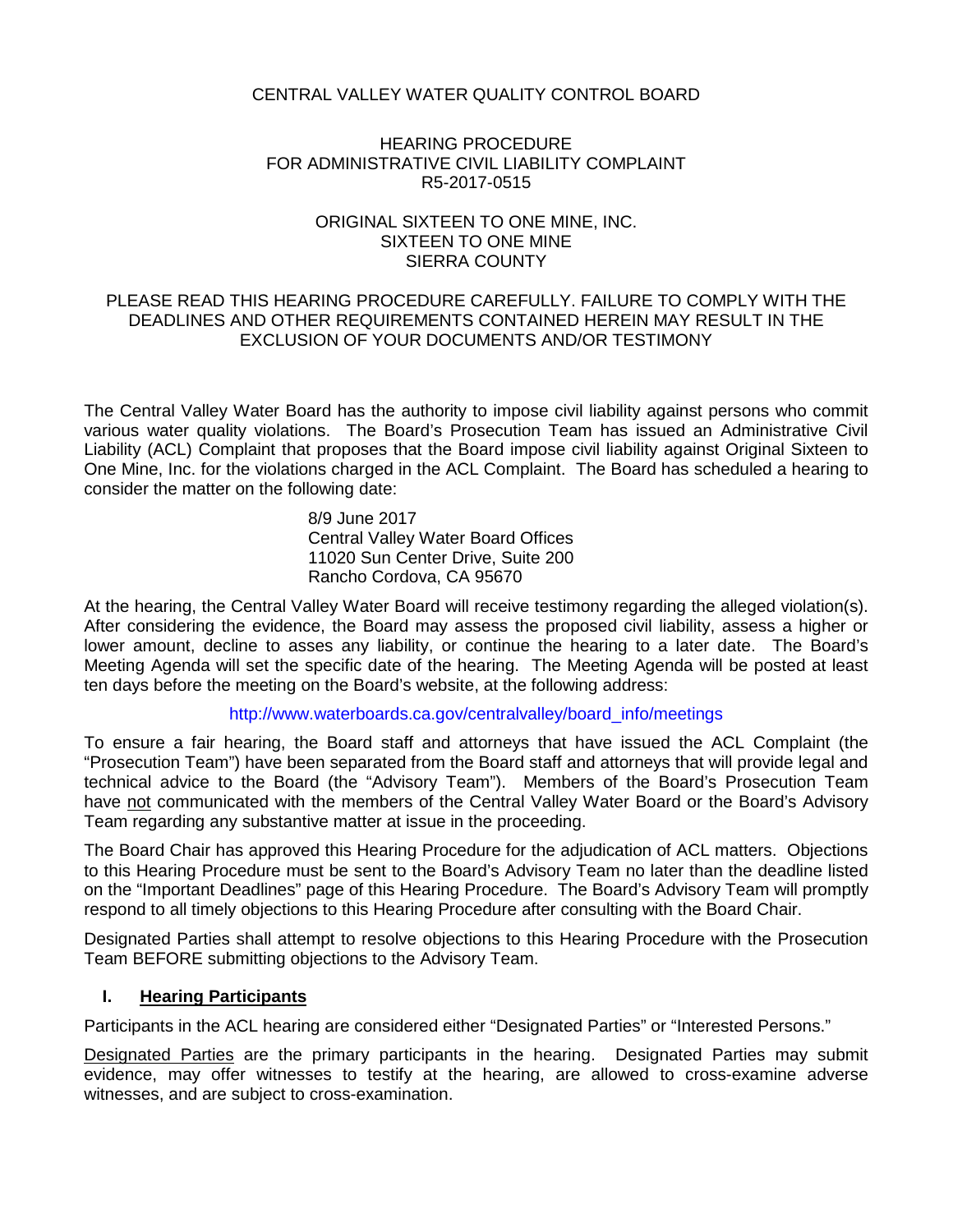CENTRAL VALLEY WATER QUALITY CONTROL BOARD

HEARING PROCEDURE
FOR ADMINISTRATIVE CIVIL LIABILITY COMPLAINT
R5-2017-0515

ORIGINAL SIXTEEN TO ONE MINE, INC.
SIXTEEN TO ONE MINE
SIERRA COUNTY

PLEASE READ THIS HEARING PROCEDURE CAREFULLY. FAILURE TO COMPLY WITH THE DEADLINES AND OTHER REQUIREMENTS CONTAINED HEREIN MAY RESULT IN THE EXCLUSION OF YOUR DOCUMENTS AND/OR TESTIMONY

The Central Valley Water Board has the authority to impose civil liability against persons who commit various water quality violations. The Board's Prosecution Team has issued an Administrative Civil Liability (ACL) Complaint that proposes that the Board impose civil liability against Original Sixteen to One Mine, Inc. for the violations charged in the ACL Complaint. The Board has scheduled a hearing to consider the matter on the following date:

8/9 June 2017
Central Valley Water Board Offices
11020 Sun Center Drive, Suite 200
Rancho Cordova, CA 95670

At the hearing, the Central Valley Water Board will receive testimony regarding the alleged violation(s). After considering the evidence, the Board may assess the proposed civil liability, assess a higher or lower amount, decline to asses any liability, or continue the hearing to a later date. The Board's Meeting Agenda will set the specific date of the hearing. The Meeting Agenda will be posted at least ten days before the meeting on the Board's website, at the following address:

http://www.waterboards.ca.gov/centralvalley/board_info/meetings

To ensure a fair hearing, the Board staff and attorneys that have issued the ACL Complaint (the "Prosecution Team") have been separated from the Board staff and attorneys that will provide legal and technical advice to the Board (the "Advisory Team"). Members of the Board's Prosecution Team have not communicated with the members of the Central Valley Water Board or the Board's Advisory Team regarding any substantive matter at issue in the proceeding.

The Board Chair has approved this Hearing Procedure for the adjudication of ACL matters. Objections to this Hearing Procedure must be sent to the Board's Advisory Team no later than the deadline listed on the "Important Deadlines" page of this Hearing Procedure. The Board's Advisory Team will promptly respond to all timely objections to this Hearing Procedure after consulting with the Board Chair.

Designated Parties shall attempt to resolve objections to this Hearing Procedure with the Prosecution Team BEFORE submitting objections to the Advisory Team.

## I. Hearing Participants

Participants in the ACL hearing are considered either "Designated Parties" or "Interested Persons."

Designated Parties are the primary participants in the hearing. Designated Parties may submit evidence, may offer witnesses to testify at the hearing, are allowed to cross-examine adverse witnesses, and are subject to cross-examination.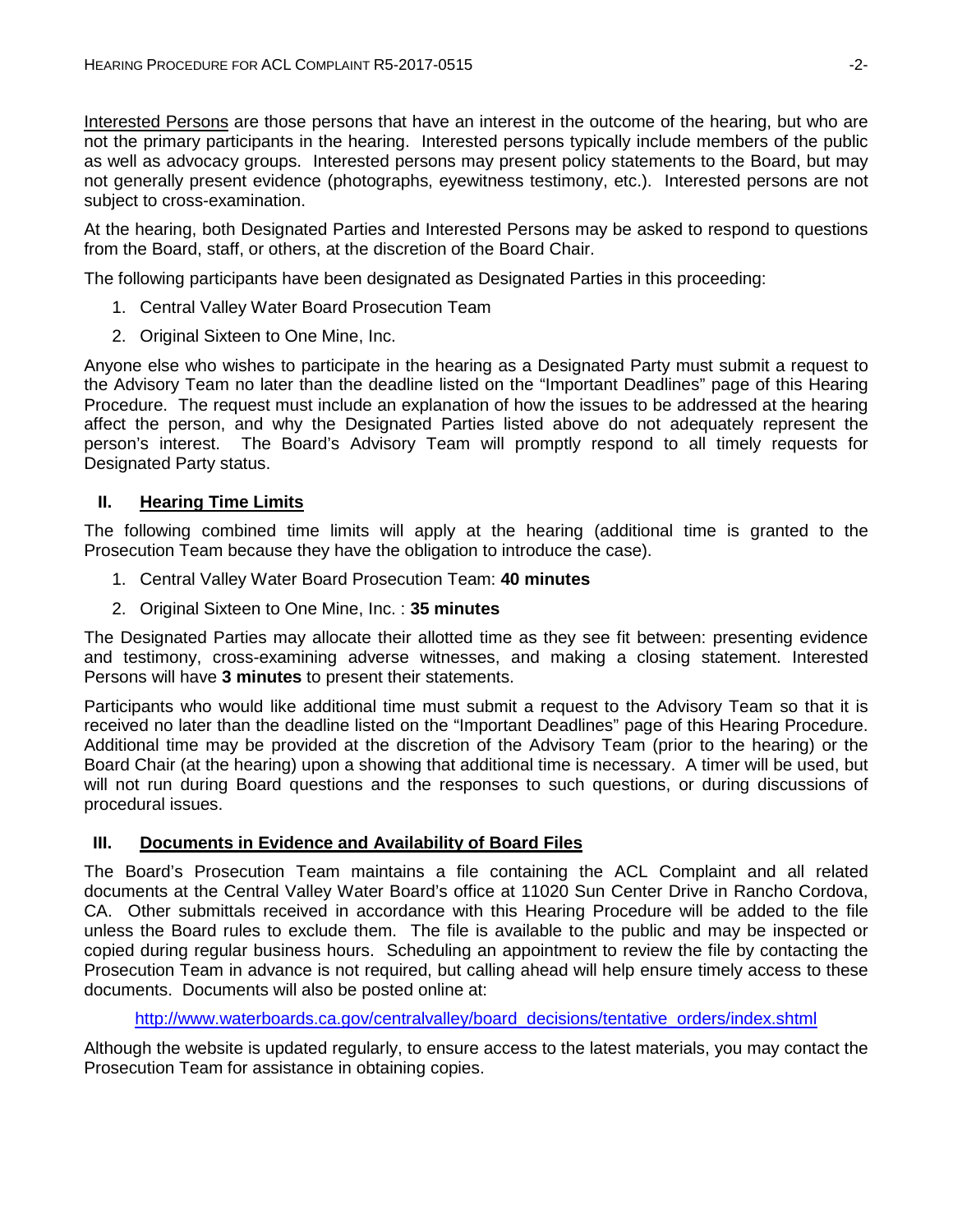Interested Persons are those persons that have an interest in the outcome of the hearing, but who are not the primary participants in the hearing. Interested persons typically include members of the public as well as advocacy groups. Interested persons may present policy statements to the Board, but may not generally present evidence (photographs, eyewitness testimony, etc.). Interested persons are not subject to cross-examination.

At the hearing, both Designated Parties and Interested Persons may be asked to respond to questions from the Board, staff, or others, at the discretion of the Board Chair.

The following participants have been designated as Designated Parties in this proceeding:

1. Central Valley Water Board Prosecution Team
2. Original Sixteen to One Mine, Inc.

Anyone else who wishes to participate in the hearing as a Designated Party must submit a request to the Advisory Team no later than the deadline listed on the "Important Deadlines" page of this Hearing Procedure. The request must include an explanation of how the issues to be addressed at the hearing affect the person, and why the Designated Parties listed above do not adequately represent the person's interest. The Board's Advisory Team will promptly respond to all timely requests for Designated Party status.

## II. Hearing Time Limits

The following combined time limits will apply at the hearing (additional time is granted to the Prosecution Team because they have the obligation to introduce the case).

1. Central Valley Water Board Prosecution Team: **40 minutes**
2. Original Sixteen to One Mine, Inc. : **35 minutes**

The Designated Parties may allocate their allotted time as they see fit between: presenting evidence and testimony, cross-examining adverse witnesses, and making a closing statement. Interested Persons will have **3 minutes** to present their statements.

Participants who would like additional time must submit a request to the Advisory Team so that it is received no later than the deadline listed on the "Important Deadlines" page of this Hearing Procedure. Additional time may be provided at the discretion of the Advisory Team (prior to the hearing) or the Board Chair (at the hearing) upon a showing that additional time is necessary. A timer will be used, but will not run during Board questions and the responses to such questions, or during discussions of procedural issues.

## III. Documents in Evidence and Availability of Board Files

The Board's Prosecution Team maintains a file containing the ACL Complaint and all related documents at the Central Valley Water Board's office at 11020 Sun Center Drive in Rancho Cordova, CA. Other submittals received in accordance with this Hearing Procedure will be added to the file unless the Board rules to exclude them. The file is available to the public and may be inspected or copied during regular business hours. Scheduling an appointment to review the file by contacting the Prosecution Team in advance is not required, but calling ahead will help ensure timely access to these documents. Documents will also be posted online at:

http://www.waterboards.ca.gov/centralvalley/board_decisions/tentative_orders/index.shtml

Although the website is updated regularly, to ensure access to the latest materials, you may contact the Prosecution Team for assistance in obtaining copies.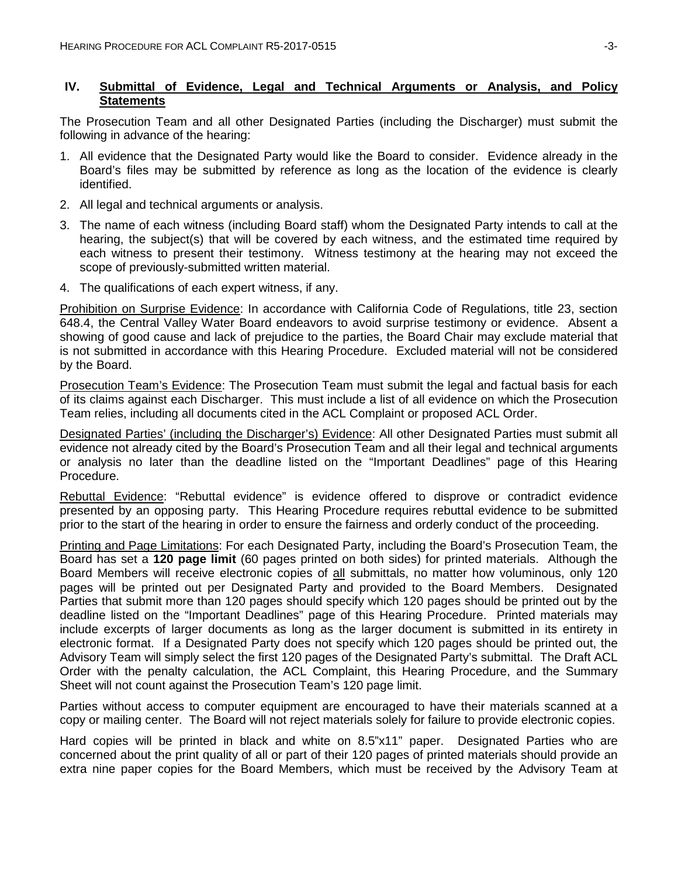## IV. Submittal of Evidence, Legal and Technical Arguments or Analysis, and Policy Statements

The Prosecution Team and all other Designated Parties (including the Discharger) must submit the following in advance of the hearing:

1. All evidence that the Designated Party would like the Board to consider. Evidence already in the Board's files may be submitted by reference as long as the location of the evidence is clearly identified.
2. All legal and technical arguments or analysis.
3. The name of each witness (including Board staff) whom the Designated Party intends to call at the hearing, the subject(s) that will be covered by each witness, and the estimated time required by each witness to present their testimony. Witness testimony at the hearing may not exceed the scope of previously-submitted written material.
4. The qualifications of each expert witness, if any.

Prohibition on Surprise Evidence: In accordance with California Code of Regulations, title 23, section 648.4, the Central Valley Water Board endeavors to avoid surprise testimony or evidence. Absent a showing of good cause and lack of prejudice to the parties, the Board Chair may exclude material that is not submitted in accordance with this Hearing Procedure. Excluded material will not be considered by the Board.

Prosecution Team's Evidence: The Prosecution Team must submit the legal and factual basis for each of its claims against each Discharger. This must include a list of all evidence on which the Prosecution Team relies, including all documents cited in the ACL Complaint or proposed ACL Order.

Designated Parties' (including the Discharger's) Evidence: All other Designated Parties must submit all evidence not already cited by the Board's Prosecution Team and all their legal and technical arguments or analysis no later than the deadline listed on the "Important Deadlines" page of this Hearing Procedure.

Rebuttal Evidence: "Rebuttal evidence" is evidence offered to disprove or contradict evidence presented by an opposing party. This Hearing Procedure requires rebuttal evidence to be submitted prior to the start of the hearing in order to ensure the fairness and orderly conduct of the proceeding.

Printing and Page Limitations: For each Designated Party, including the Board's Prosecution Team, the Board has set a **120 page limit** (60 pages printed on both sides) for printed materials. Although the Board Members will receive electronic copies of all submittals, no matter how voluminous, only 120 pages will be printed out per Designated Party and provided to the Board Members. Designated Parties that submit more than 120 pages should specify which 120 pages should be printed out by the deadline listed on the "Important Deadlines" page of this Hearing Procedure. Printed materials may include excerpts of larger documents as long as the larger document is submitted in its entirety in electronic format. If a Designated Party does not specify which 120 pages should be printed out, the Advisory Team will simply select the first 120 pages of the Designated Party's submittal. The Draft ACL Order with the penalty calculation, the ACL Complaint, this Hearing Procedure, and the Summary Sheet will not count against the Prosecution Team's 120 page limit.

Parties without access to computer equipment are encouraged to have their materials scanned at a copy or mailing center. The Board will not reject materials solely for failure to provide electronic copies.

Hard copies will be printed in black and white on 8.5"x11" paper. Designated Parties who are concerned about the print quality of all or part of their 120 pages of printed materials should provide an extra nine paper copies for the Board Members, which must be received by the Advisory Team at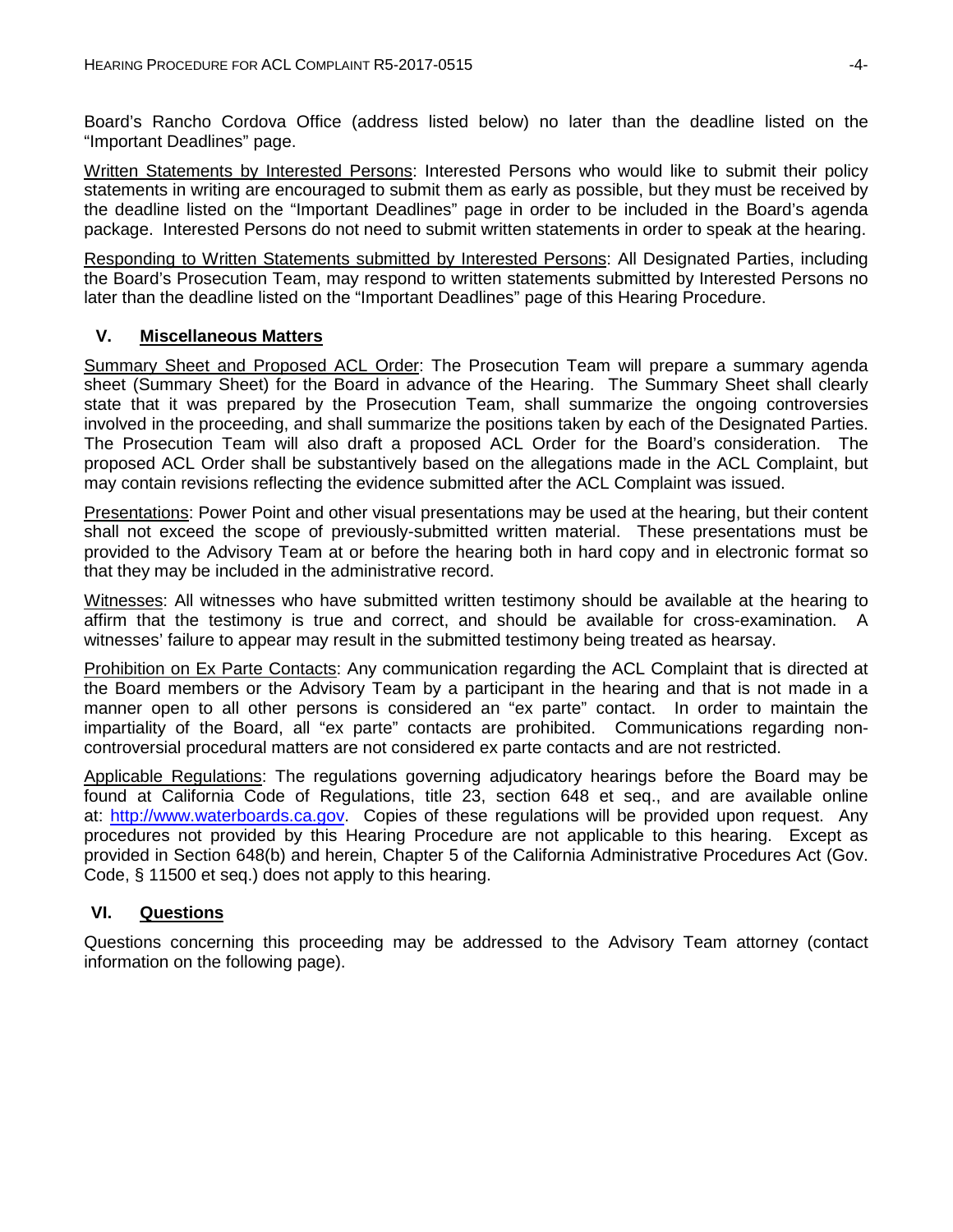Board's Rancho Cordova Office (address listed below) no later than the deadline listed on the "Important Deadlines" page.

Written Statements by Interested Persons: Interested Persons who would like to submit their policy statements in writing are encouraged to submit them as early as possible, but they must be received by the deadline listed on the "Important Deadlines" page in order to be included in the Board's agenda package. Interested Persons do not need to submit written statements in order to speak at the hearing.

Responding to Written Statements submitted by Interested Persons: All Designated Parties, including the Board's Prosecution Team, may respond to written statements submitted by Interested Persons no later than the deadline listed on the "Important Deadlines" page of this Hearing Procedure.

## V. Miscellaneous Matters

Summary Sheet and Proposed ACL Order: The Prosecution Team will prepare a summary agenda sheet (Summary Sheet) for the Board in advance of the Hearing. The Summary Sheet shall clearly state that it was prepared by the Prosecution Team, shall summarize the ongoing controversies involved in the proceeding, and shall summarize the positions taken by each of the Designated Parties. The Prosecution Team will also draft a proposed ACL Order for the Board's consideration. The proposed ACL Order shall be substantively based on the allegations made in the ACL Complaint, but may contain revisions reflecting the evidence submitted after the ACL Complaint was issued.

Presentations: Power Point and other visual presentations may be used at the hearing, but their content shall not exceed the scope of previously-submitted written material. These presentations must be provided to the Advisory Team at or before the hearing both in hard copy and in electronic format so that they may be included in the administrative record.

Witnesses: All witnesses who have submitted written testimony should be available at the hearing to affirm that the testimony is true and correct, and should be available for cross-examination. A witnesses' failure to appear may result in the submitted testimony being treated as hearsay.

Prohibition on Ex Parte Contacts: Any communication regarding the ACL Complaint that is directed at the Board members or the Advisory Team by a participant in the hearing and that is not made in a manner open to all other persons is considered an "ex parte" contact. In order to maintain the impartiality of the Board, all "ex parte" contacts are prohibited. Communications regarding non-controversial procedural matters are not considered ex parte contacts and are not restricted.

Applicable Regulations: The regulations governing adjudicatory hearings before the Board may be found at California Code of Regulations, title 23, section 648 et seq., and are available online at: http://www.waterboards.ca.gov. Copies of these regulations will be provided upon request. Any procedures not provided by this Hearing Procedure are not applicable to this hearing. Except as provided in Section 648(b) and herein, Chapter 5 of the California Administrative Procedures Act (Gov. Code, § 11500 et seq.) does not apply to this hearing.

## VI. Questions

Questions concerning this proceeding may be addressed to the Advisory Team attorney (contact information on the following page).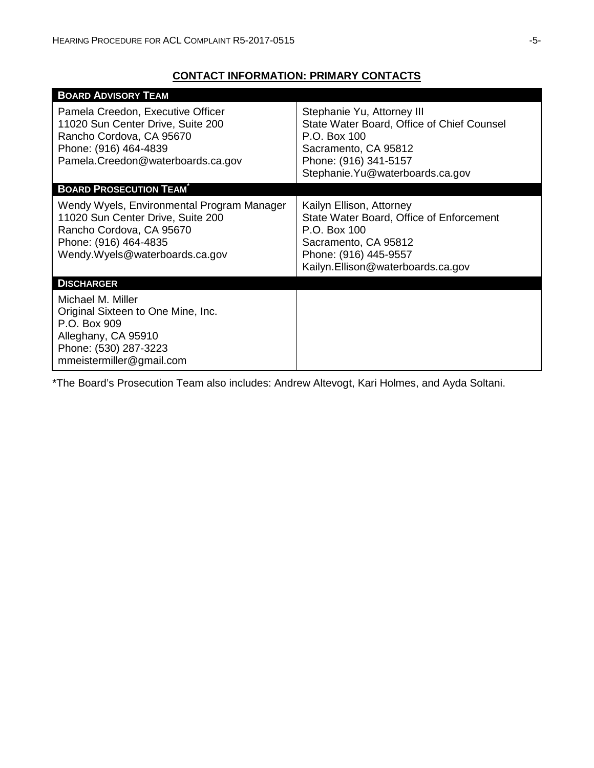## CONTACT INFORMATION: PRIMARY CONTACTS

| **BOARD ADVISORY TEAM** | |
|---|---|
| Pamela Creedon, Executive Officer<br>11020 Sun Center Drive, Suite 200<br>Rancho Cordova, CA 95670<br>Phone: (916) 464-4839<br>Pamela.Creedon@waterboards.ca.gov | Stephanie Yu, Attorney III<br>State Water Board, Office of Chief Counsel<br>P.O. Box 100<br>Sacramento, CA 95812<br>Phone: (916) 341-5157<br>Stephanie.Yu@waterboards.ca.gov |
| **BOARD PROSECUTION TEAM*** | |
| Wendy Wyels, Environmental Program Manager<br>11020 Sun Center Drive, Suite 200<br>Rancho Cordova, CA 95670<br>Phone: (916) 464-4835<br>Wendy.Wyels@waterboards.ca.gov | Kailyn Ellison, Attorney<br>State Water Board, Office of Enforcement<br>P.O. Box 100<br>Sacramento, CA 95812<br>Phone: (916) 445-9557<br>Kailyn.Ellison@waterboards.ca.gov |
| **DISCHARGER** | |
| Michael M. Miller<br>Original Sixteen to One Mine, Inc.<br>P.O. Box 909<br>Alleghany, CA 95910<br>Phone: (530) 287-3223<br>mmeistermiller@gmail.com | |

*The Board's Prosecution Team also includes: Andrew Altevogt, Kari Holmes, and Ayda Soltani.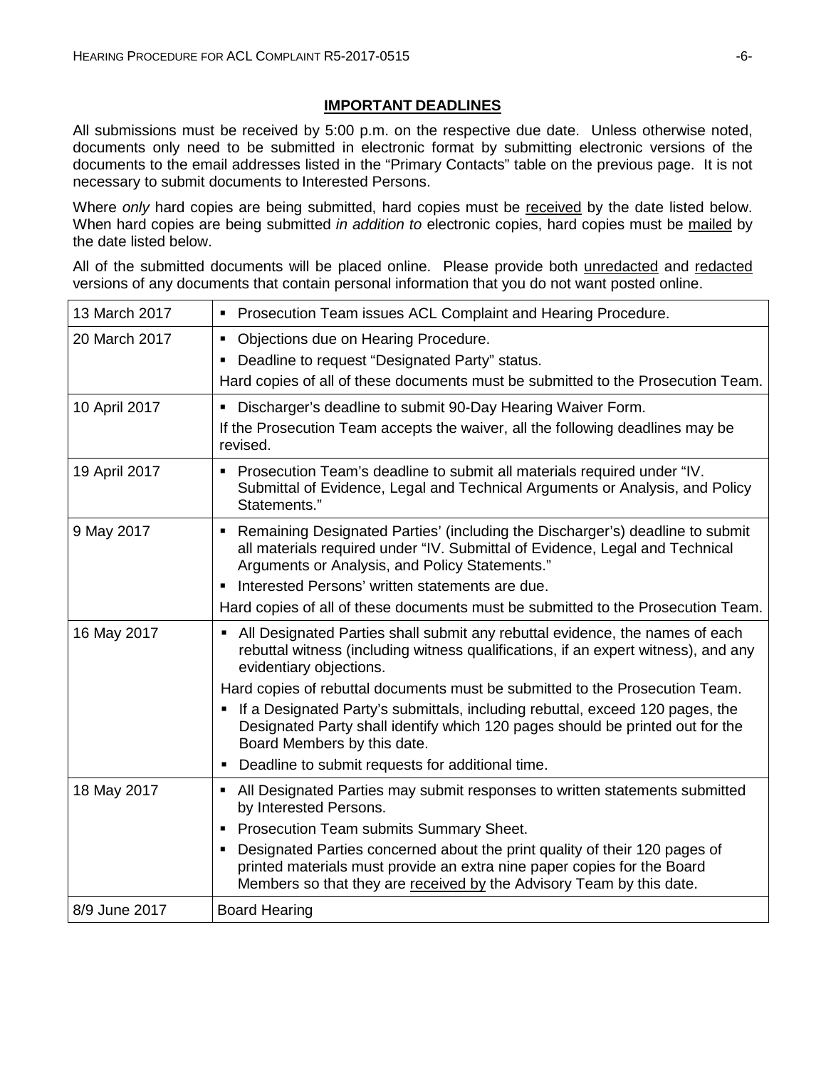## IMPORTANT DEADLINES

All submissions must be received by 5:00 p.m. on the respective due date. Unless otherwise noted, documents only need to be submitted in electronic format by submitting electronic versions of the documents to the email addresses listed in the "Primary Contacts" table on the previous page. It is not necessary to submit documents to Interested Persons.

Where *only* hard copies are being submitted, hard copies must be received by the date listed below. When hard copies are being submitted *in addition to* electronic copies, hard copies must be mailed by the date listed below.

All of the submitted documents will be placed online. Please provide both unredacted and redacted versions of any documents that contain personal information that you do not want posted online.

| Date | Deadline |
|---|---|
| 13 March 2017 | ▪ Prosecution Team issues ACL Complaint and Hearing Procedure. |
| 20 March 2017 | ▪ Objections due on Hearing Procedure.<br>▪ Deadline to request "Designated Party" status.<br>Hard copies of all of these documents must be submitted to the Prosecution Team. |
| 10 April 2017 | ▪ Discharger's deadline to submit 90-Day Hearing Waiver Form.<br>If the Prosecution Team accepts the waiver, all the following deadlines may be revised. |
| 19 April 2017 | ▪ Prosecution Team's deadline to submit all materials required under "IV. Submittal of Evidence, Legal and Technical Arguments or Analysis, and Policy Statements." |
| 9 May 2017 | ▪ Remaining Designated Parties' (including the Discharger's) deadline to submit all materials required under "IV. Submittal of Evidence, Legal and Technical Arguments or Analysis, and Policy Statements."<br>▪ Interested Persons' written statements are due.<br>Hard copies of all of these documents must be submitted to the Prosecution Team. |
| 16 May 2017 | ▪ All Designated Parties shall submit any rebuttal evidence, the names of each rebuttal witness (including witness qualifications, if an expert witness), and any evidentiary objections.<br>Hard copies of rebuttal documents must be submitted to the Prosecution Team.<br>▪ If a Designated Party's submittals, including rebuttal, exceed 120 pages, the Designated Party shall identify which 120 pages should be printed out for the Board Members by this date.<br>▪ Deadline to submit requests for additional time. |
| 18 May 2017 | ▪ All Designated Parties may submit responses to written statements submitted by Interested Persons.<br>▪ Prosecution Team submits Summary Sheet.<br>▪ Designated Parties concerned about the print quality of their 120 pages of printed materials must provide an extra nine paper copies for the Board Members so that they are received by the Advisory Team by this date. |
| 8/9 June 2017 | Board Hearing |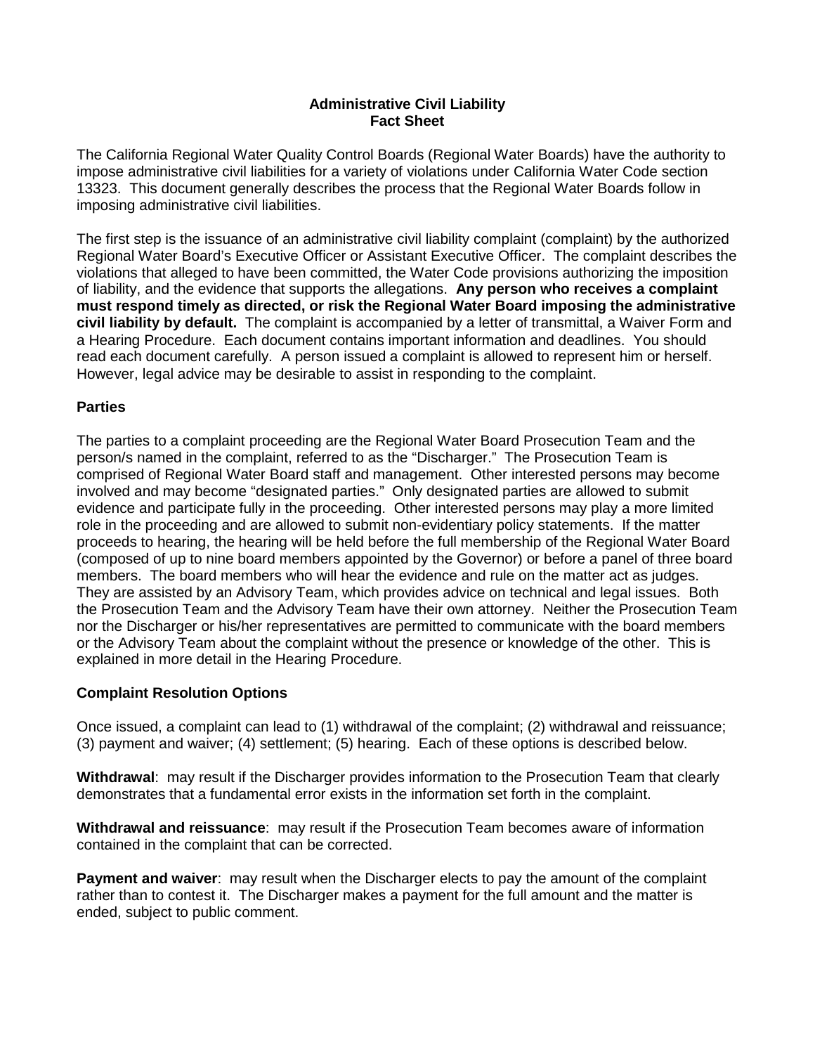**Administrative Civil Liability**
**Fact Sheet**

The California Regional Water Quality Control Boards (Regional Water Boards) have the authority to impose administrative civil liabilities for a variety of violations under California Water Code section 13323. This document generally describes the process that the Regional Water Boards follow in imposing administrative civil liabilities.

The first step is the issuance of an administrative civil liability complaint (complaint) by the authorized Regional Water Board's Executive Officer or Assistant Executive Officer. The complaint describes the violations that alleged to have been committed, the Water Code provisions authorizing the imposition of liability, and the evidence that supports the allegations. **Any person who receives a complaint must respond timely as directed, or risk the Regional Water Board imposing the administrative civil liability by default.** The complaint is accompanied by a letter of transmittal, a Waiver Form and a Hearing Procedure. Each document contains important information and deadlines. You should read each document carefully. A person issued a complaint is allowed to represent him or herself. However, legal advice may be desirable to assist in responding to the complaint.

### Parties

The parties to a complaint proceeding are the Regional Water Board Prosecution Team and the person/s named in the complaint, referred to as the "Discharger." The Prosecution Team is comprised of Regional Water Board staff and management. Other interested persons may become involved and may become "designated parties." Only designated parties are allowed to submit evidence and participate fully in the proceeding. Other interested persons may play a more limited role in the proceeding and are allowed to submit non-evidentiary policy statements. If the matter proceeds to hearing, the hearing will be held before the full membership of the Regional Water Board (composed of up to nine board members appointed by the Governor) or before a panel of three board members. The board members who will hear the evidence and rule on the matter act as judges. They are assisted by an Advisory Team, which provides advice on technical and legal issues. Both the Prosecution Team and the Advisory Team have their own attorney. Neither the Prosecution Team nor the Discharger or his/her representatives are permitted to communicate with the board members or the Advisory Team about the complaint without the presence or knowledge of the other. This is explained in more detail in the Hearing Procedure.

### Complaint Resolution Options

Once issued, a complaint can lead to (1) withdrawal of the complaint; (2) withdrawal and reissuance; (3) payment and waiver; (4) settlement; (5) hearing. Each of these options is described below.

**Withdrawal**: may result if the Discharger provides information to the Prosecution Team that clearly demonstrates that a fundamental error exists in the information set forth in the complaint.

**Withdrawal and reissuance**: may result if the Prosecution Team becomes aware of information contained in the complaint that can be corrected.

**Payment and waiver**: may result when the Discharger elects to pay the amount of the complaint rather than to contest it. The Discharger makes a payment for the full amount and the matter is ended, subject to public comment.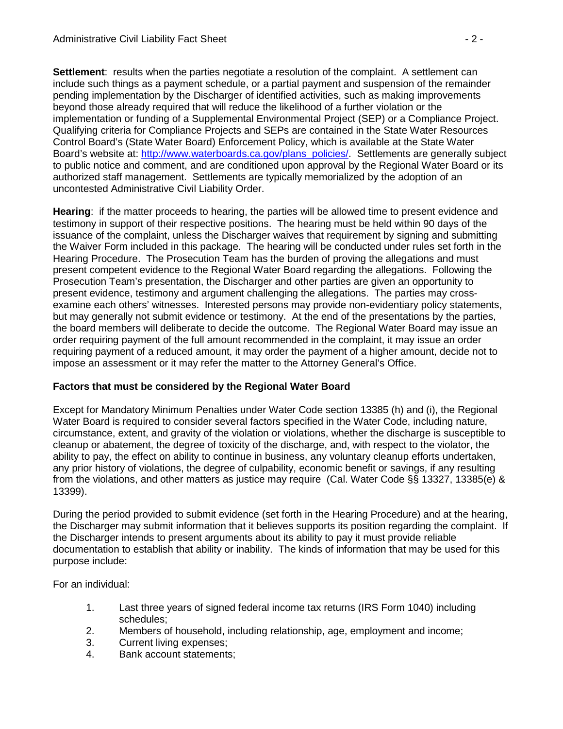**Settlement**: results when the parties negotiate a resolution of the complaint. A settlement can include such things as a payment schedule, or a partial payment and suspension of the remainder pending implementation by the Discharger of identified activities, such as making improvements beyond those already required that will reduce the likelihood of a further violation or the implementation or funding of a Supplemental Environmental Project (SEP) or a Compliance Project. Qualifying criteria for Compliance Projects and SEPs are contained in the State Water Resources Control Board's (State Water Board) Enforcement Policy, which is available at the State Water Board's website at: http://www.waterboards.ca.gov/plans_policies/. Settlements are generally subject to public notice and comment, and are conditioned upon approval by the Regional Water Board or its authorized staff management. Settlements are typically memorialized by the adoption of an uncontested Administrative Civil Liability Order.

**Hearing**: if the matter proceeds to hearing, the parties will be allowed time to present evidence and testimony in support of their respective positions. The hearing must be held within 90 days of the issuance of the complaint, unless the Discharger waives that requirement by signing and submitting the Waiver Form included in this package. The hearing will be conducted under rules set forth in the Hearing Procedure. The Prosecution Team has the burden of proving the allegations and must present competent evidence to the Regional Water Board regarding the allegations. Following the Prosecution Team's presentation, the Discharger and other parties are given an opportunity to present evidence, testimony and argument challenging the allegations. The parties may cross-examine each others' witnesses. Interested persons may provide non-evidentiary policy statements, but may generally not submit evidence or testimony. At the end of the presentations by the parties, the board members will deliberate to decide the outcome. The Regional Water Board may issue an order requiring payment of the full amount recommended in the complaint, it may issue an order requiring payment of a reduced amount, it may order the payment of a higher amount, decide not to impose an assessment or it may refer the matter to the Attorney General's Office.

### Factors that must be considered by the Regional Water Board

Except for Mandatory Minimum Penalties under Water Code section 13385 (h) and (i), the Regional Water Board is required to consider several factors specified in the Water Code, including nature, circumstance, extent, and gravity of the violation or violations, whether the discharge is susceptible to cleanup or abatement, the degree of toxicity of the discharge, and, with respect to the violator, the ability to pay, the effect on ability to continue in business, any voluntary cleanup efforts undertaken, any prior history of violations, the degree of culpability, economic benefit or savings, if any resulting from the violations, and other matters as justice may require (Cal. Water Code §§ 13327, 13385(e) & 13399).

During the period provided to submit evidence (set forth in the Hearing Procedure) and at the hearing, the Discharger may submit information that it believes supports its position regarding the complaint. If the Discharger intends to present arguments about its ability to pay it must provide reliable documentation to establish that ability or inability. The kinds of information that may be used for this purpose include:

For an individual:

1. Last three years of signed federal income tax returns (IRS Form 1040) including schedules;
2. Members of household, including relationship, age, employment and income;
3. Current living expenses;
4. Bank account statements;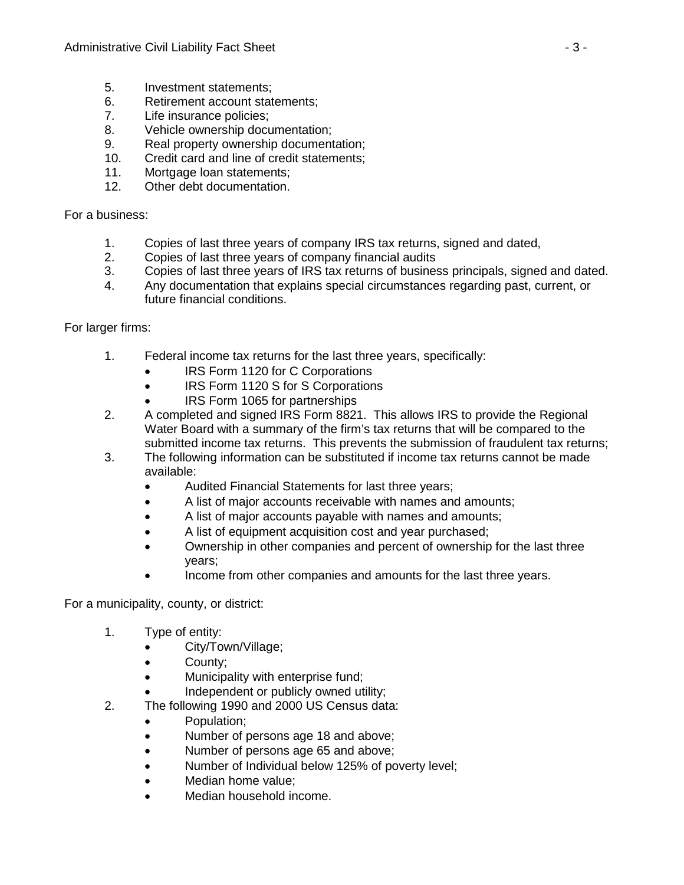5. Investment statements;
6. Retirement account statements;
7. Life insurance policies;
8. Vehicle ownership documentation;
9. Real property ownership documentation;
10. Credit card and line of credit statements;
11. Mortgage loan statements;
12. Other debt documentation.

For a business:

1. Copies of last three years of company IRS tax returns, signed and dated,
2. Copies of last three years of company financial audits
3. Copies of last three years of IRS tax returns of business principals, signed and dated.
4. Any documentation that explains special circumstances regarding past, current, or future financial conditions.

For larger firms:

1. Federal income tax returns for the last three years, specifically:
   - IRS Form 1120 for C Corporations
   - IRS Form 1120 S for S Corporations
   - IRS Form 1065 for partnerships
2. A completed and signed IRS Form 8821. This allows IRS to provide the Regional Water Board with a summary of the firm's tax returns that will be compared to the submitted income tax returns. This prevents the submission of fraudulent tax returns;
3. The following information can be substituted if income tax returns cannot be made available:
   - Audited Financial Statements for last three years;
   - A list of major accounts receivable with names and amounts;
   - A list of major accounts payable with names and amounts;
   - A list of equipment acquisition cost and year purchased;
   - Ownership in other companies and percent of ownership for the last three years;
   - Income from other companies and amounts for the last three years.

For a municipality, county, or district:

1. Type of entity:
   - City/Town/Village;
   - County;
   - Municipality with enterprise fund;
   - Independent or publicly owned utility;
2. The following 1990 and 2000 US Census data:
   - Population;
   - Number of persons age 18 and above;
   - Number of persons age 65 and above;
   - Number of Individual below 125% of poverty level;
   - Median home value;
   - Median household income.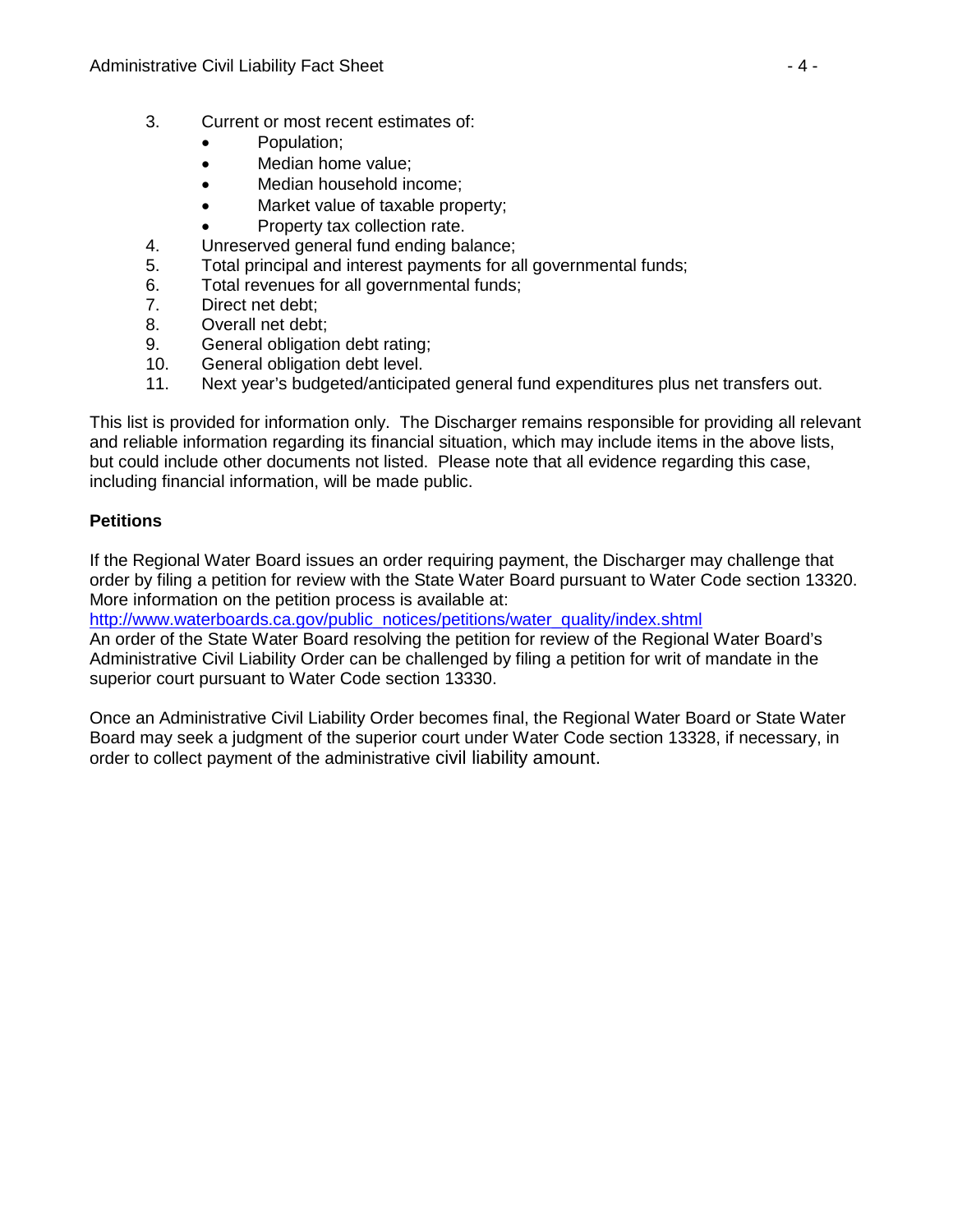3. Current or most recent estimates of:
   - Population;
   - Median home value;
   - Median household income;
   - Market value of taxable property;
   - Property tax collection rate.
4. Unreserved general fund ending balance;
5. Total principal and interest payments for all governmental funds;
6. Total revenues for all governmental funds;
7. Direct net debt;
8. Overall net debt;
9. General obligation debt rating;
10. General obligation debt level.
11. Next year's budgeted/anticipated general fund expenditures plus net transfers out.

This list is provided for information only. The Discharger remains responsible for providing all relevant and reliable information regarding its financial situation, which may include items in the above lists, but could include other documents not listed. Please note that all evidence regarding this case, including financial information, will be made public.

**Petitions**

If the Regional Water Board issues an order requiring payment, the Discharger may challenge that order by filing a petition for review with the State Water Board pursuant to Water Code section 13320. More information on the petition process is available at:
http://www.waterboards.ca.gov/public_notices/petitions/water_quality/index.shtml
An order of the State Water Board resolving the petition for review of the Regional Water Board's Administrative Civil Liability Order can be challenged by filing a petition for writ of mandate in the superior court pursuant to Water Code section 13330.

Once an Administrative Civil Liability Order becomes final, the Regional Water Board or State Water Board may seek a judgment of the superior court under Water Code section 13328, if necessary, in order to collect payment of the administrative civil liability amount.